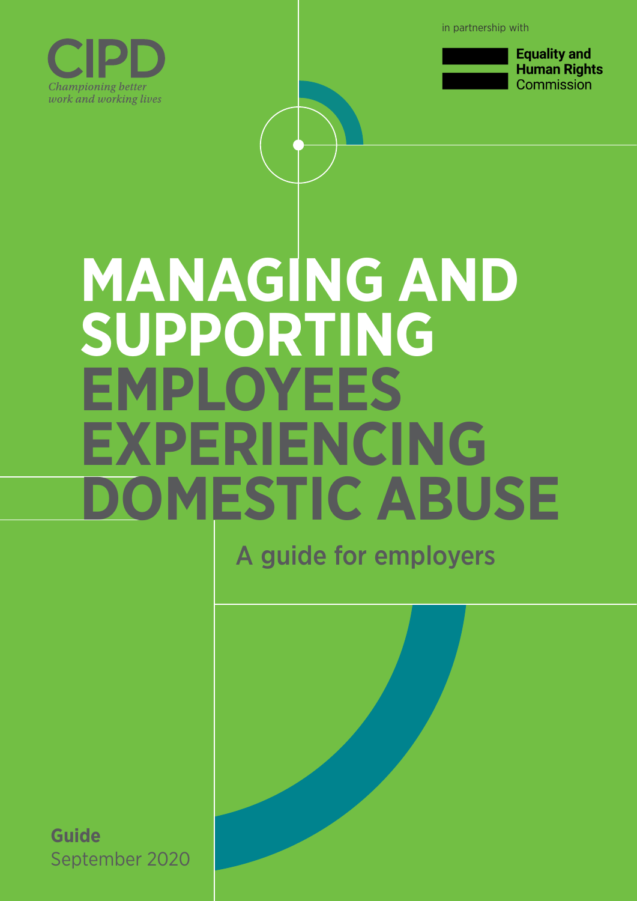CIPD

*Championing better work and working lives*

in partnership with

**Equality and Human Rights** Commission

# MANAGING AND SUPPORTING EMPLOYEES EXPERIENCING DOMESTIC ABUSE

## A guide for employers

**Guide**
September 2020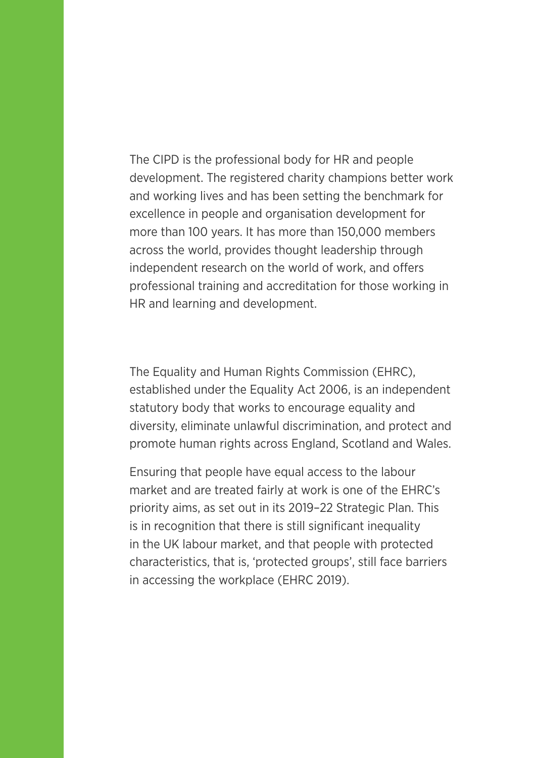The CIPD is the professional body for HR and people development. The registered charity champions better work and working lives and has been setting the benchmark for excellence in people and organisation development for more than 100 years. It has more than 150,000 members across the world, provides thought leadership through independent research on the world of work, and offers professional training and accreditation for those working in HR and learning and development.

The Equality and Human Rights Commission (EHRC), established under the Equality Act 2006, is an independent statutory body that works to encourage equality and diversity, eliminate unlawful discrimination, and protect and promote human rights across England, Scotland and Wales.

Ensuring that people have equal access to the labour market and are treated fairly at work is one of the EHRC's priority aims, as set out in its 2019–22 Strategic Plan. This is in recognition that there is still significant inequality in the UK labour market, and that people with protected characteristics, that is, 'protected groups', still face barriers in accessing the workplace (EHRC 2019).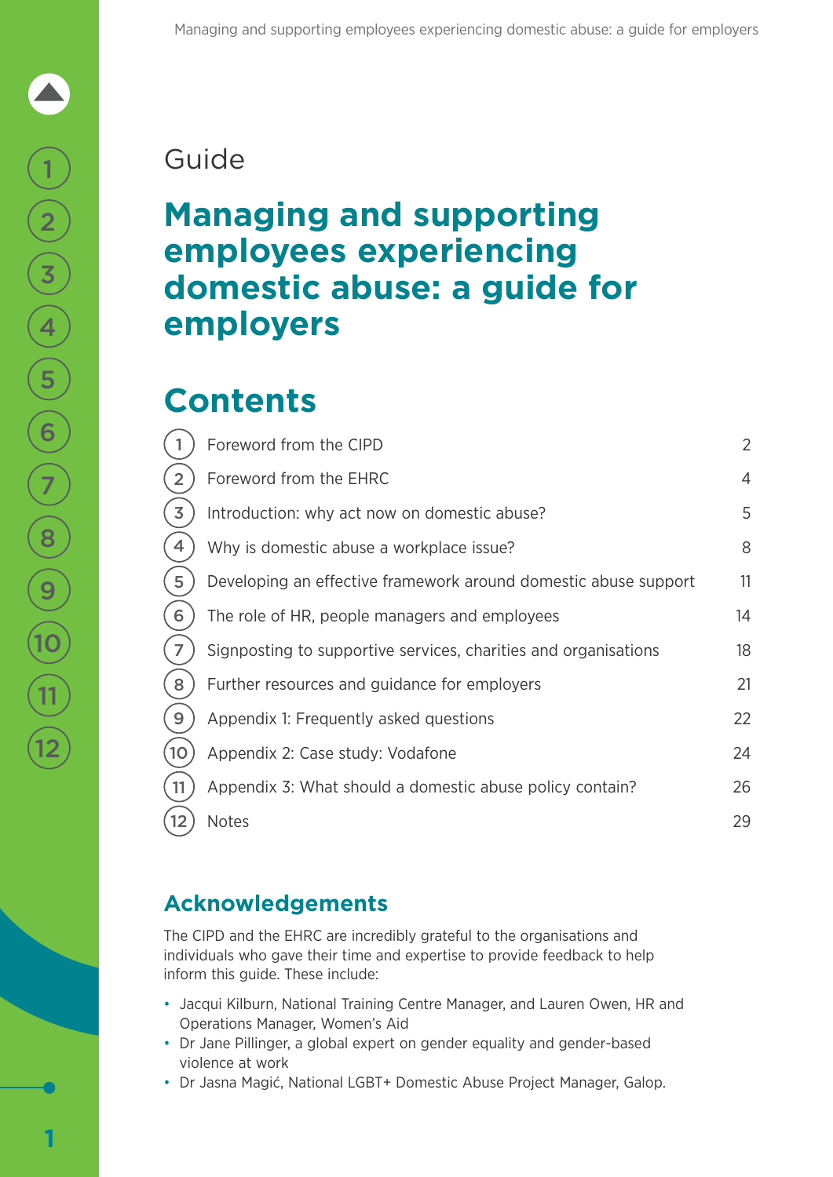Guide

# Managing and supporting employees experiencing domestic abuse: a guide for employers

## Contents

| | | |
|---|---|---|
| 1 | Foreword from the CIPD | 2 |
| 2 | Foreword from the EHRC | 4 |
| 3 | Introduction: why act now on domestic abuse? | 5 |
| 4 | Why is domestic abuse a workplace issue? | 8 |
| 5 | Developing an effective framework around domestic abuse support | 11 |
| 6 | The role of HR, people managers and employees | 14 |
| 7 | Signposting to supportive services, charities and organisations | 18 |
| 8 | Further resources and guidance for employers | 21 |
| 9 | Appendix 1: Frequently asked questions | 22 |
| 10 | Appendix 2: Case study: Vodafone | 24 |
| 11 | Appendix 3: What should a domestic abuse policy contain? | 26 |
| 12 | Notes | 29 |

### Acknowledgements

The CIPD and the EHRC are incredibly grateful to the organisations and individuals who gave their time and expertise to provide feedback to help inform this guide. These include:

- Jacqui Kilburn, National Training Centre Manager, and Lauren Owen, HR and Operations Manager, Women's Aid
- Dr Jane Pillinger, a global expert on gender equality and gender-based violence at work
- Dr Jasna Magić, National LGBT+ Domestic Abuse Project Manager, Galop.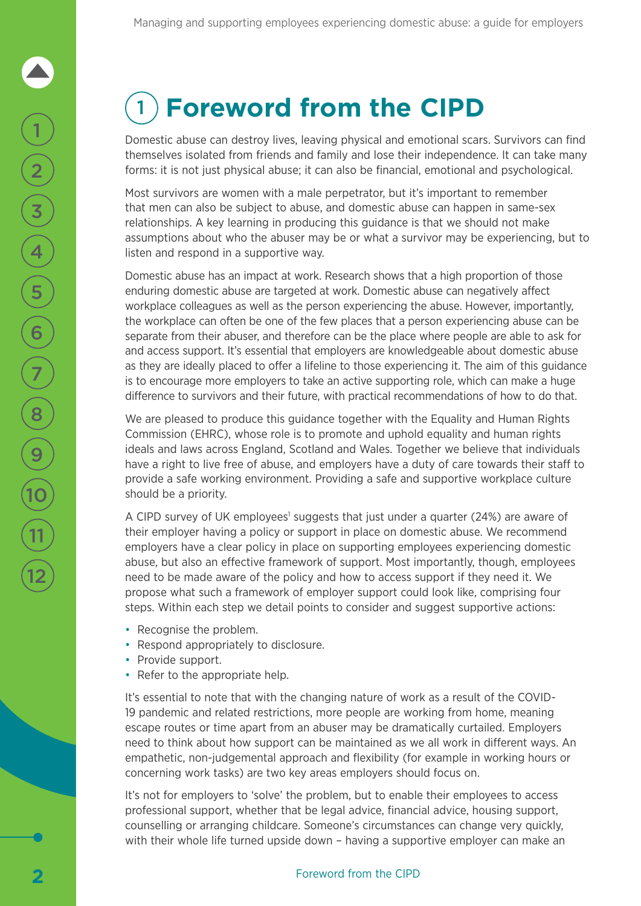# 1 Foreword from the CIPD

Domestic abuse can destroy lives, leaving physical and emotional scars. Survivors can find themselves isolated from friends and family and lose their independence. It can take many forms: it is not just physical abuse; it can also be financial, emotional and psychological.

Most survivors are women with a male perpetrator, but it's important to remember that men can also be subject to abuse, and domestic abuse can happen in same-sex relationships. A key learning in producing this guidance is that we should not make assumptions about who the abuser may be or what a survivor may be experiencing, but to listen and respond in a supportive way.

Domestic abuse has an impact at work. Research shows that a high proportion of those enduring domestic abuse are targeted at work. Domestic abuse can negatively affect workplace colleagues as well as the person experiencing the abuse. However, importantly, the workplace can often be one of the few places that a person experiencing abuse can be separate from their abuser, and therefore can be the place where people are able to ask for and access support. It's essential that employers are knowledgeable about domestic abuse as they are ideally placed to offer a lifeline to those experiencing it. The aim of this guidance is to encourage more employers to take an active supporting role, which can make a huge difference to survivors and their future, with practical recommendations of how to do that.

We are pleased to produce this guidance together with the Equality and Human Rights Commission (EHRC), whose role is to promote and uphold equality and human rights ideals and laws across England, Scotland and Wales. Together we believe that individuals have a right to live free of abuse, and employers have a duty of care towards their staff to provide a safe working environment. Providing a safe and supportive workplace culture should be a priority.

A CIPD survey of UK employees[1] suggests that just under a quarter (24%) are aware of their employer having a policy or support in place on domestic abuse. We recommend employers have a clear policy in place on supporting employees experiencing domestic abuse, but also an effective framework of support. Most importantly, though, employees need to be made aware of the policy and how to access support if they need it. We propose what such a framework of employer support could look like, comprising four steps. Within each step we detail points to consider and suggest supportive actions:

- Recognise the problem.
- Respond appropriately to disclosure.
- Provide support.
- Refer to the appropriate help.

It's essential to note that with the changing nature of work as a result of the COVID-19 pandemic and related restrictions, more people are working from home, meaning escape routes or time apart from an abuser may be dramatically curtailed. Employers need to think about how support can be maintained as we all work in different ways. An empathetic, non-judgemental approach and flexibility (for example in working hours or concerning work tasks) are two key areas employers should focus on.

It's not for employers to 'solve' the problem, but to enable their employees to access professional support, whether that be legal advice, financial advice, housing support, counselling or arranging childcare. Someone's circumstances can change very quickly, with their whole life turned upside down – having a supportive employer can make an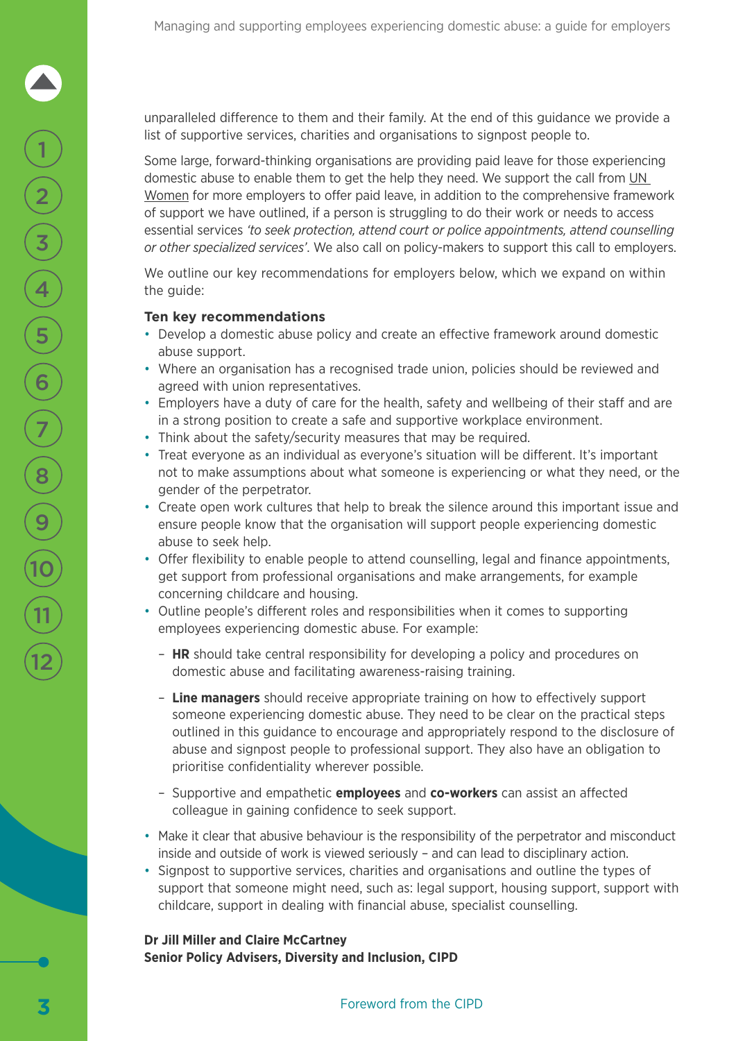unparalleled difference to them and their family. At the end of this guidance we provide a list of supportive services, charities and organisations to signpost people to.

Some large, forward-thinking organisations are providing paid leave for those experiencing domestic abuse to enable them to get the help they need. We support the call from UN Women for more employers to offer paid leave, in addition to the comprehensive framework of support we have outlined, if a person is struggling to do their work or needs to access essential services *'to seek protection, attend court or police appointments, attend counselling or other specialized services'*. We also call on policy-makers to support this call to employers.

We outline our key recommendations for employers below, which we expand on within the guide:

**Ten key recommendations**

- Develop a domestic abuse policy and create an effective framework around domestic abuse support.
- Where an organisation has a recognised trade union, policies should be reviewed and agreed with union representatives.
- Employers have a duty of care for the health, safety and wellbeing of their staff and are in a strong position to create a safe and supportive workplace environment.
- Think about the safety/security measures that may be required.
- Treat everyone as an individual as everyone's situation will be different. It's important not to make assumptions about what someone is experiencing or what they need, or the gender of the perpetrator.
- Create open work cultures that help to break the silence around this important issue and ensure people know that the organisation will support people experiencing domestic abuse to seek help.
- Offer flexibility to enable people to attend counselling, legal and finance appointments, get support from professional organisations and make arrangements, for example concerning childcare and housing.
- Outline people's different roles and responsibilities when it comes to supporting employees experiencing domestic abuse. For example:
  - **HR** should take central responsibility for developing a policy and procedures on domestic abuse and facilitating awareness-raising training.
  - **Line managers** should receive appropriate training on how to effectively support someone experiencing domestic abuse. They need to be clear on the practical steps outlined in this guidance to encourage and appropriately respond to the disclosure of abuse and signpost people to professional support. They also have an obligation to prioritise confidentiality wherever possible.
  - Supportive and empathetic **employees** and **co-workers** can assist an affected colleague in gaining confidence to seek support.
- Make it clear that abusive behaviour is the responsibility of the perpetrator and misconduct inside and outside of work is viewed seriously – and can lead to disciplinary action.
- Signpost to supportive services, charities and organisations and outline the types of support that someone might need, such as: legal support, housing support, support with childcare, support in dealing with financial abuse, specialist counselling.

**Dr Jill Miller and Claire McCartney**
**Senior Policy Advisers, Diversity and Inclusion, CIPD**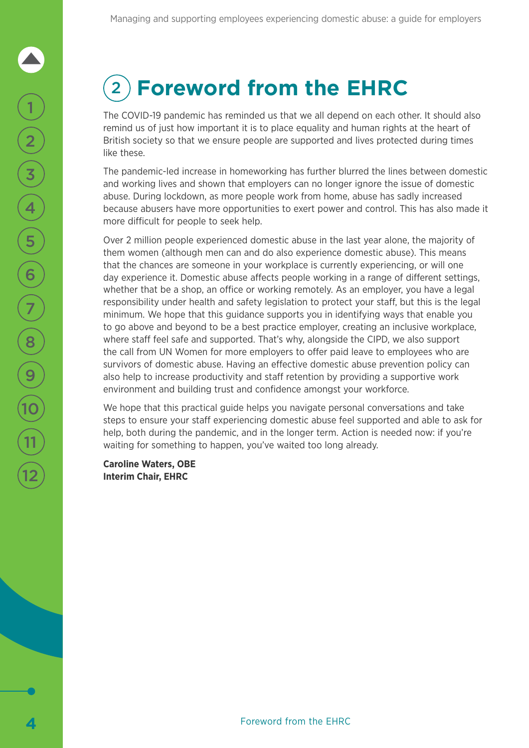# 2 Foreword from the EHRC

The COVID-19 pandemic has reminded us that we all depend on each other. It should also remind us of just how important it is to place equality and human rights at the heart of British society so that we ensure people are supported and lives protected during times like these.

The pandemic-led increase in homeworking has further blurred the lines between domestic and working lives and shown that employers can no longer ignore the issue of domestic abuse. During lockdown, as more people work from home, abuse has sadly increased because abusers have more opportunities to exert power and control. This has also made it more difficult for people to seek help.

Over 2 million people experienced domestic abuse in the last year alone, the majority of them women (although men can and do also experience domestic abuse). This means that the chances are someone in your workplace is currently experiencing, or will one day experience it. Domestic abuse affects people working in a range of different settings, whether that be a shop, an office or working remotely. As an employer, you have a legal responsibility under health and safety legislation to protect your staff, but this is the legal minimum. We hope that this guidance supports you in identifying ways that enable you to go above and beyond to be a best practice employer, creating an inclusive workplace, where staff feel safe and supported. That's why, alongside the CIPD, we also support the call from UN Women for more employers to offer paid leave to employees who are survivors of domestic abuse. Having an effective domestic abuse prevention policy can also help to increase productivity and staff retention by providing a supportive work environment and building trust and confidence amongst your workforce.

We hope that this practical guide helps you navigate personal conversations and take steps to ensure your staff experiencing domestic abuse feel supported and able to ask for help, both during the pandemic, and in the longer term. Action is needed now: if you're waiting for something to happen, you've waited too long already.

**Caroline Waters, OBE**
**Interim Chair, EHRC**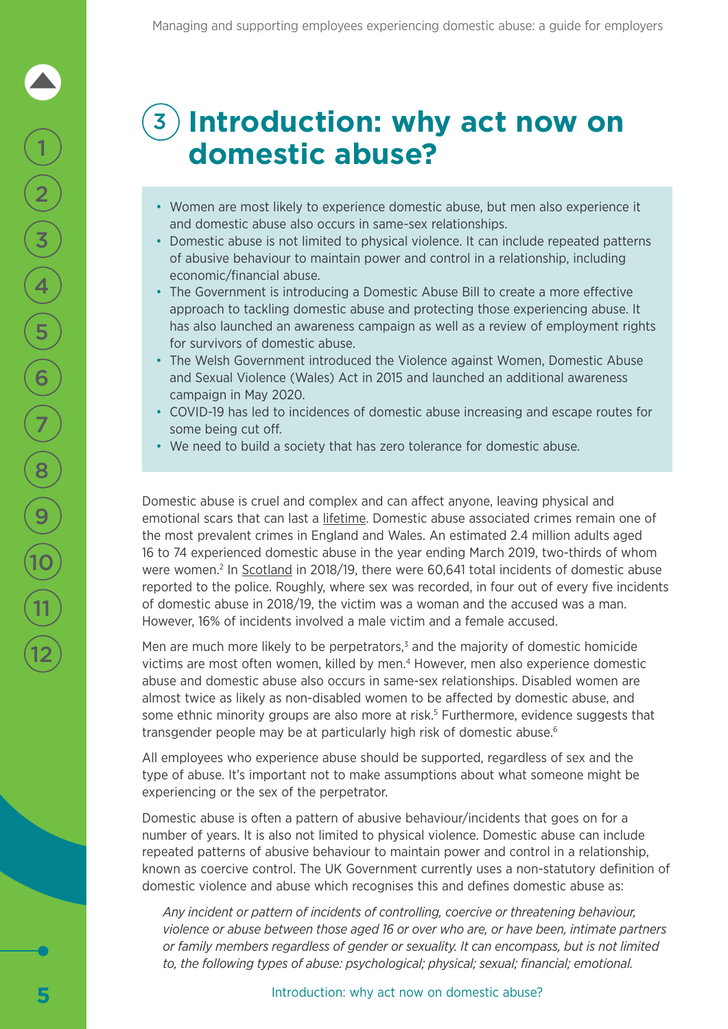# 3 Introduction: why act now on domestic abuse?

- Women are most likely to experience domestic abuse, but men also experience it and domestic abuse also occurs in same-sex relationships.
- Domestic abuse is not limited to physical violence. It can include repeated patterns of abusive behaviour to maintain power and control in a relationship, including economic/financial abuse.
- The Government is introducing a Domestic Abuse Bill to create a more effective approach to tackling domestic abuse and protecting those experiencing abuse. It has also launched an awareness campaign as well as a review of employment rights for survivors of domestic abuse.
- The Welsh Government introduced the Violence against Women, Domestic Abuse and Sexual Violence (Wales) Act in 2015 and launched an additional awareness campaign in May 2020.
- COVID-19 has led to incidences of domestic abuse increasing and escape routes for some being cut off.
- We need to build a society that has zero tolerance for domestic abuse.

Domestic abuse is cruel and complex and can affect anyone, leaving physical and emotional scars that can last a lifetime. Domestic abuse associated crimes remain one of the most prevalent crimes in England and Wales. An estimated 2.4 million adults aged 16 to 74 experienced domestic abuse in the year ending March 2019, two-thirds of whom were women.[2] In Scotland in 2018/19, there were 60,641 total incidents of domestic abuse reported to the police. Roughly, where sex was recorded, in four out of every five incidents of domestic abuse in 2018/19, the victim was a woman and the accused was a man. However, 16% of incidents involved a male victim and a female accused.

Men are much more likely to be perpetrators,[3] and the majority of domestic homicide victims are most often women, killed by men.[4] However, men also experience domestic abuse and domestic abuse also occurs in same-sex relationships. Disabled women are almost twice as likely as non-disabled women to be affected by domestic abuse, and some ethnic minority groups are also more at risk.[5] Furthermore, evidence suggests that transgender people may be at particularly high risk of domestic abuse.[6]

All employees who experience abuse should be supported, regardless of sex and the type of abuse. It's important not to make assumptions about what someone might be experiencing or the sex of the perpetrator.

Domestic abuse is often a pattern of abusive behaviour/incidents that goes on for a number of years. It is also not limited to physical violence. Domestic abuse can include repeated patterns of abusive behaviour to maintain power and control in a relationship, known as coercive control. The UK Government currently uses a non-statutory definition of domestic violence and abuse which recognises this and defines domestic abuse as:

> *Any incident or pattern of incidents of controlling, coercive or threatening behaviour, violence or abuse between those aged 16 or over who are, or have been, intimate partners or family members regardless of gender or sexuality. It can encompass, but is not limited to, the following types of abuse: psychological; physical; sexual; financial; emotional.*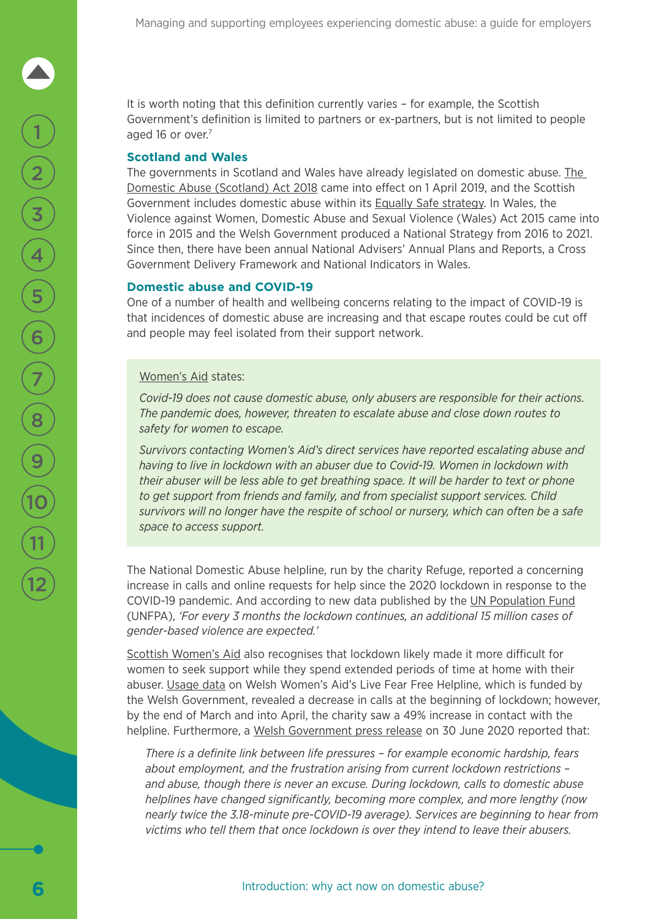It is worth noting that this definition currently varies – for example, the Scottish Government's definition is limited to partners or ex-partners, but is not limited to people aged 16 or over.[7]

### Scotland and Wales

The governments in Scotland and Wales have already legislated on domestic abuse. The Domestic Abuse (Scotland) Act 2018 came into effect on 1 April 2019, and the Scottish Government includes domestic abuse within its Equally Safe strategy. In Wales, the Violence against Women, Domestic Abuse and Sexual Violence (Wales) Act 2015 came into force in 2015 and the Welsh Government produced a National Strategy from 2016 to 2021. Since then, there have been annual National Advisers' Annual Plans and Reports, a Cross Government Delivery Framework and National Indicators in Wales.

### Domestic abuse and COVID-19

One of a number of health and wellbeing concerns relating to the impact of COVID-19 is that incidences of domestic abuse are increasing and that escape routes could be cut off and people may feel isolated from their support network.

> Women's Aid states:
>
> *Covid-19 does not cause domestic abuse, only abusers are responsible for their actions. The pandemic does, however, threaten to escalate abuse and close down routes to safety for women to escape.*
>
> *Survivors contacting Women's Aid's direct services have reported escalating abuse and having to live in lockdown with an abuser due to Covid-19. Women in lockdown with their abuser will be less able to get breathing space. It will be harder to text or phone to get support from friends and family, and from specialist support services. Child survivors will no longer have the respite of school or nursery, which can often be a safe space to access support.*

The National Domestic Abuse helpline, run by the charity Refuge, reported a concerning increase in calls and online requests for help since the 2020 lockdown in response to the COVID-19 pandemic. And according to new data published by the UN Population Fund (UNFPA), *'For every 3 months the lockdown continues, an additional 15 million cases of gender-based violence are expected.'*

Scottish Women's Aid also recognises that lockdown likely made it more difficult for women to seek support while they spend extended periods of time at home with their abuser. Usage data on Welsh Women's Aid's Live Fear Free Helpline, which is funded by the Welsh Government, revealed a decrease in calls at the beginning of lockdown; however, by the end of March and into April, the charity saw a 49% increase in contact with the helpline. Furthermore, a Welsh Government press release on 30 June 2020 reported that:

> *There is a definite link between life pressures – for example economic hardship, fears about employment, and the frustration arising from current lockdown restrictions – and abuse, though there is never an excuse. During lockdown, calls to domestic abuse helplines have changed significantly, becoming more complex, and more lengthy (now nearly twice the 3.18-minute pre-COVID-19 average). Services are beginning to hear from victims who tell them that once lockdown is over they intend to leave their abusers.*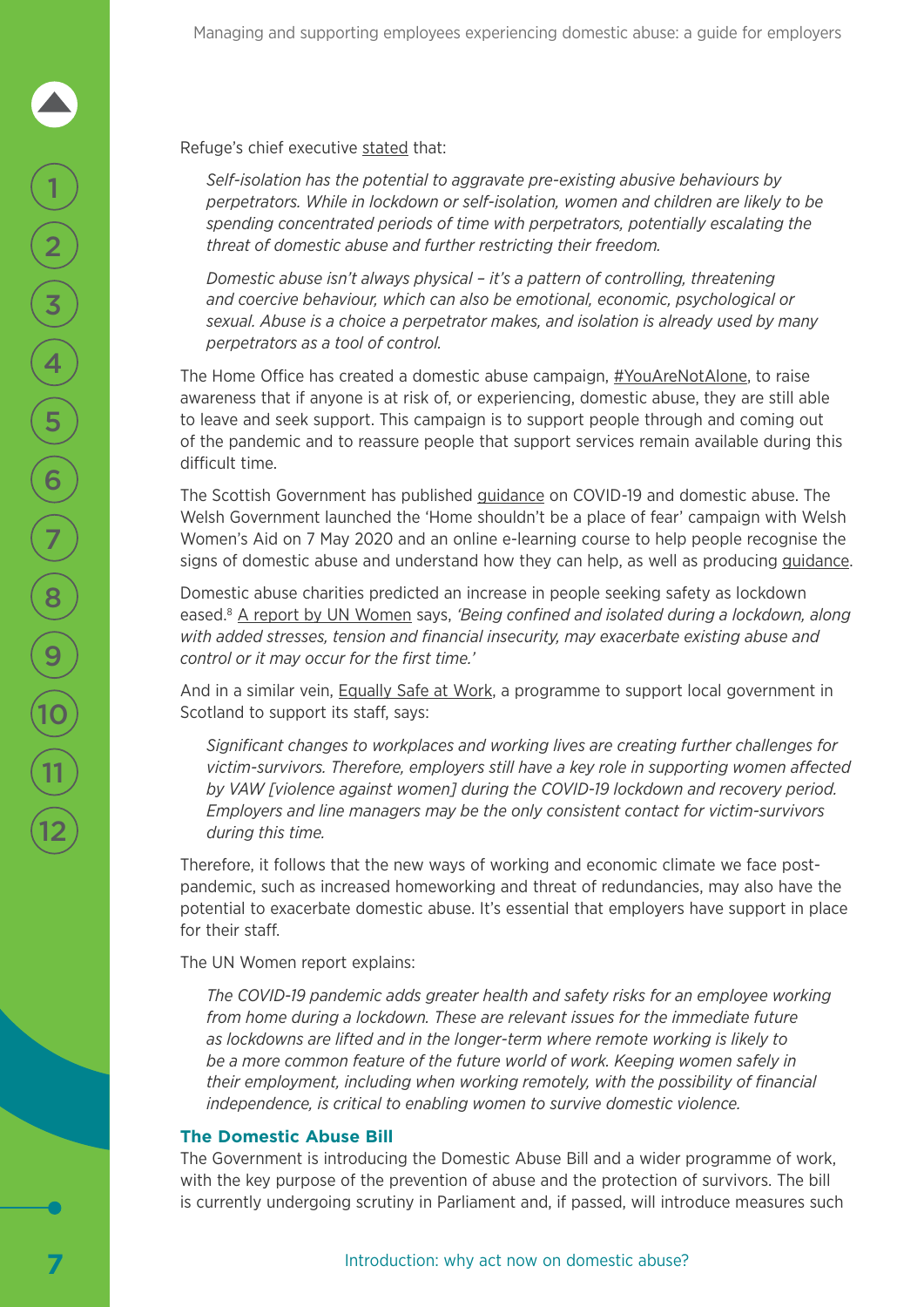Refuge's chief executive stated that:

> *Self-isolation has the potential to aggravate pre-existing abusive behaviours by perpetrators. While in lockdown or self-isolation, women and children are likely to be spending concentrated periods of time with perpetrators, potentially escalating the threat of domestic abuse and further restricting their freedom.*
>
> *Domestic abuse isn't always physical – it's a pattern of controlling, threatening and coercive behaviour, which can also be emotional, economic, psychological or sexual. Abuse is a choice a perpetrator makes, and isolation is already used by many perpetrators as a tool of control.*

The Home Office has created a domestic abuse campaign, #YouAreNotAlone, to raise awareness that if anyone is at risk of, or experiencing, domestic abuse, they are still able to leave and seek support. This campaign is to support people through and coming out of the pandemic and to reassure people that support services remain available during this difficult time.

The Scottish Government has published guidance on COVID-19 and domestic abuse. The Welsh Government launched the 'Home shouldn't be a place of fear' campaign with Welsh Women's Aid on 7 May 2020 and an online e-learning course to help people recognise the signs of domestic abuse and understand how they can help, as well as producing guidance.

Domestic abuse charities predicted an increase in people seeking safety as lockdown eased.[8] A report by UN Women says, *'Being confined and isolated during a lockdown, along with added stresses, tension and financial insecurity, may exacerbate existing abuse and control or it may occur for the first time.'*

And in a similar vein, Equally Safe at Work, a programme to support local government in Scotland to support its staff, says:

> *Significant changes to workplaces and working lives are creating further challenges for victim-survivors. Therefore, employers still have a key role in supporting women affected by VAW [violence against women] during the COVID-19 lockdown and recovery period. Employers and line managers may be the only consistent contact for victim-survivors during this time.*

Therefore, it follows that the new ways of working and economic climate we face post-pandemic, such as increased homeworking and threat of redundancies, may also have the potential to exacerbate domestic abuse. It's essential that employers have support in place for their staff.

The UN Women report explains:

> *The COVID-19 pandemic adds greater health and safety risks for an employee working from home during a lockdown. These are relevant issues for the immediate future as lockdowns are lifted and in the longer-term where remote working is likely to be a more common feature of the future world of work. Keeping women safely in their employment, including when working remotely, with the possibility of financial independence, is critical to enabling women to survive domestic violence.*

### The Domestic Abuse Bill

The Government is introducing the Domestic Abuse Bill and a wider programme of work, with the key purpose of the prevention of abuse and the protection of survivors. The bill is currently undergoing scrutiny in Parliament and, if passed, will introduce measures such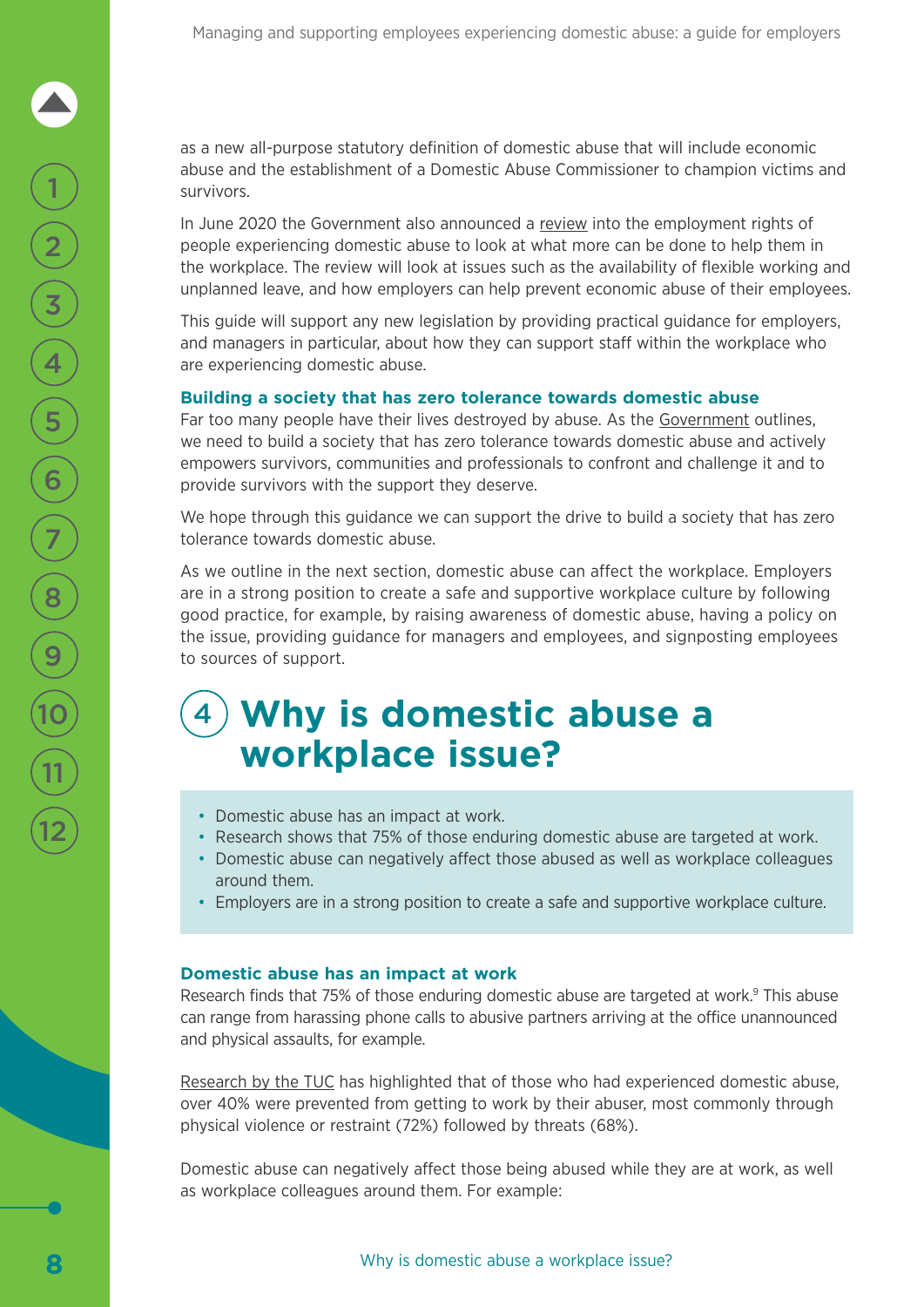as a new all-purpose statutory definition of domestic abuse that will include economic abuse and the establishment of a Domestic Abuse Commissioner to champion victims and survivors.

In June 2020 the Government also announced a review into the employment rights of people experiencing domestic abuse to look at what more can be done to help them in the workplace. The review will look at issues such as the availability of flexible working and unplanned leave, and how employers can help prevent economic abuse of their employees.

This guide will support any new legislation by providing practical guidance for employers, and managers in particular, about how they can support staff within the workplace who are experiencing domestic abuse.

### Building a society that has zero tolerance towards domestic abuse

Far too many people have their lives destroyed by abuse. As the Government outlines, we need to build a society that has zero tolerance towards domestic abuse and actively empowers survivors, communities and professionals to confront and challenge it and to provide survivors with the support they deserve.

We hope through this guidance we can support the drive to build a society that has zero tolerance towards domestic abuse.

As we outline in the next section, domestic abuse can affect the workplace. Employers are in a strong position to create a safe and supportive workplace culture by following good practice, for example, by raising awareness of domestic abuse, having a policy on the issue, providing guidance for managers and employees, and signposting employees to sources of support.

## 4 Why is domestic abuse a workplace issue?

- Domestic abuse has an impact at work.
- Research shows that 75% of those enduring domestic abuse are targeted at work.
- Domestic abuse can negatively affect those abused as well as workplace colleagues around them.
- Employers are in a strong position to create a safe and supportive workplace culture.

### Domestic abuse has an impact at work

Research finds that 75% of those enduring domestic abuse are targeted at work.[9] This abuse can range from harassing phone calls to abusive partners arriving at the office unannounced and physical assaults, for example.

Research by the TUC has highlighted that of those who had experienced domestic abuse, over 40% were prevented from getting to work by their abuser, most commonly through physical violence or restraint (72%) followed by threats (68%).

Domestic abuse can negatively affect those being abused while they are at work, as well as workplace colleagues around them. For example: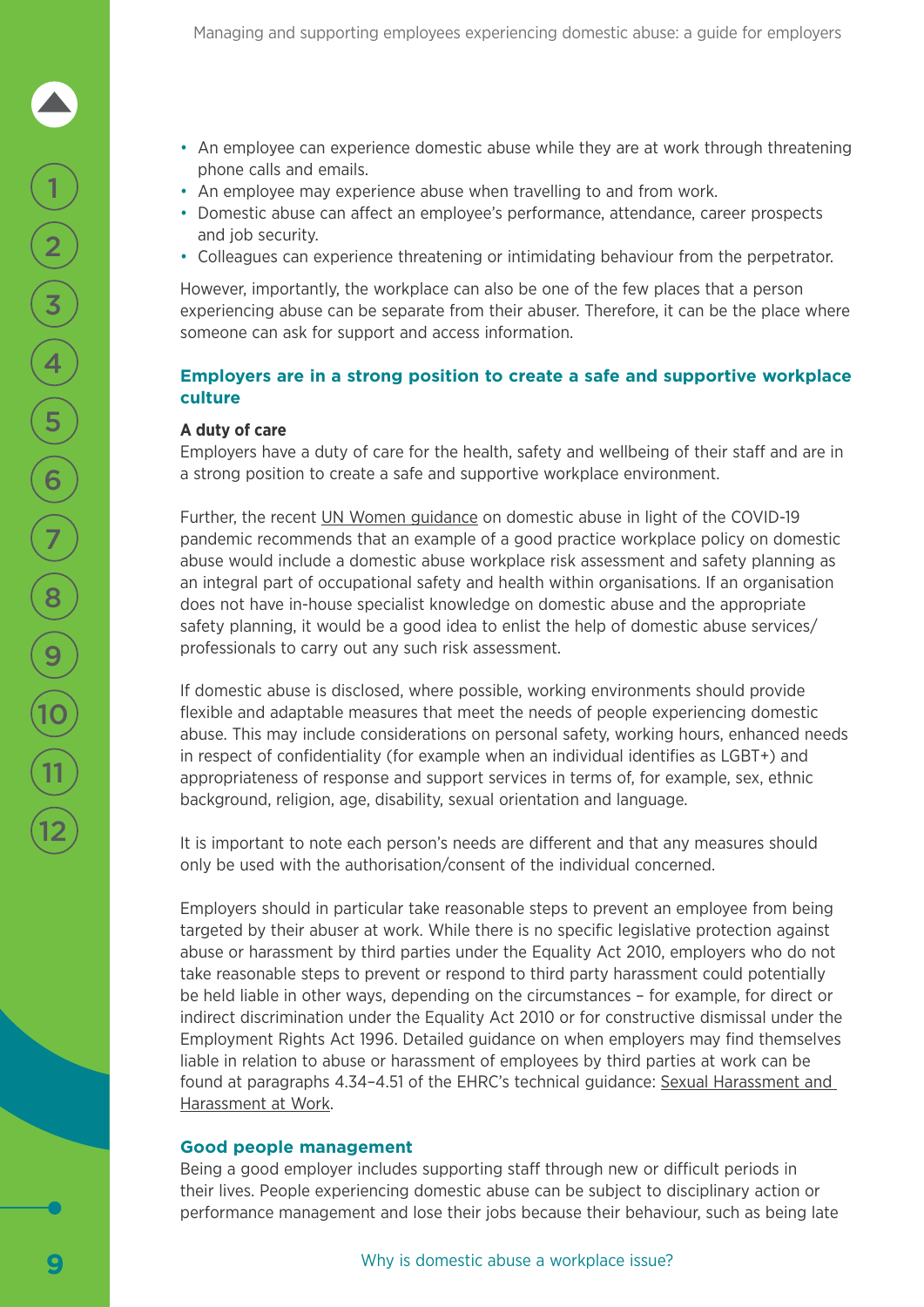- An employee can experience domestic abuse while they are at work through threatening phone calls and emails.
- An employee may experience abuse when travelling to and from work.
- Domestic abuse can affect an employee's performance, attendance, career prospects and job security.
- Colleagues can experience threatening or intimidating behaviour from the perpetrator.

However, importantly, the workplace can also be one of the few places that a person experiencing abuse can be separate from their abuser. Therefore, it can be the place where someone can ask for support and access information.

## Employers are in a strong position to create a safe and supportive workplace culture

**A duty of care**

Employers have a duty of care for the health, safety and wellbeing of their staff and are in a strong position to create a safe and supportive workplace environment.

Further, the recent UN Women guidance on domestic abuse in light of the COVID-19 pandemic recommends that an example of a good practice workplace policy on domestic abuse would include a domestic abuse workplace risk assessment and safety planning as an integral part of occupational safety and health within organisations. If an organisation does not have in-house specialist knowledge on domestic abuse and the appropriate safety planning, it would be a good idea to enlist the help of domestic abuse services/ professionals to carry out any such risk assessment.

If domestic abuse is disclosed, where possible, working environments should provide flexible and adaptable measures that meet the needs of people experiencing domestic abuse. This may include considerations on personal safety, working hours, enhanced needs in respect of confidentiality (for example when an individual identifies as LGBT+) and appropriateness of response and support services in terms of, for example, sex, ethnic background, religion, age, disability, sexual orientation and language.

It is important to note each person's needs are different and that any measures should only be used with the authorisation/consent of the individual concerned.

Employers should in particular take reasonable steps to prevent an employee from being targeted by their abuser at work. While there is no specific legislative protection against abuse or harassment by third parties under the Equality Act 2010, employers who do not take reasonable steps to prevent or respond to third party harassment could potentially be held liable in other ways, depending on the circumstances – for example, for direct or indirect discrimination under the Equality Act 2010 or for constructive dismissal under the Employment Rights Act 1996. Detailed guidance on when employers may find themselves liable in relation to abuse or harassment of employees by third parties at work can be found at paragraphs 4.34–4.51 of the EHRC's technical guidance: Sexual Harassment and Harassment at Work.

### Good people management

Being a good employer includes supporting staff through new or difficult periods in their lives. People experiencing domestic abuse can be subject to disciplinary action or performance management and lose their jobs because their behaviour, such as being late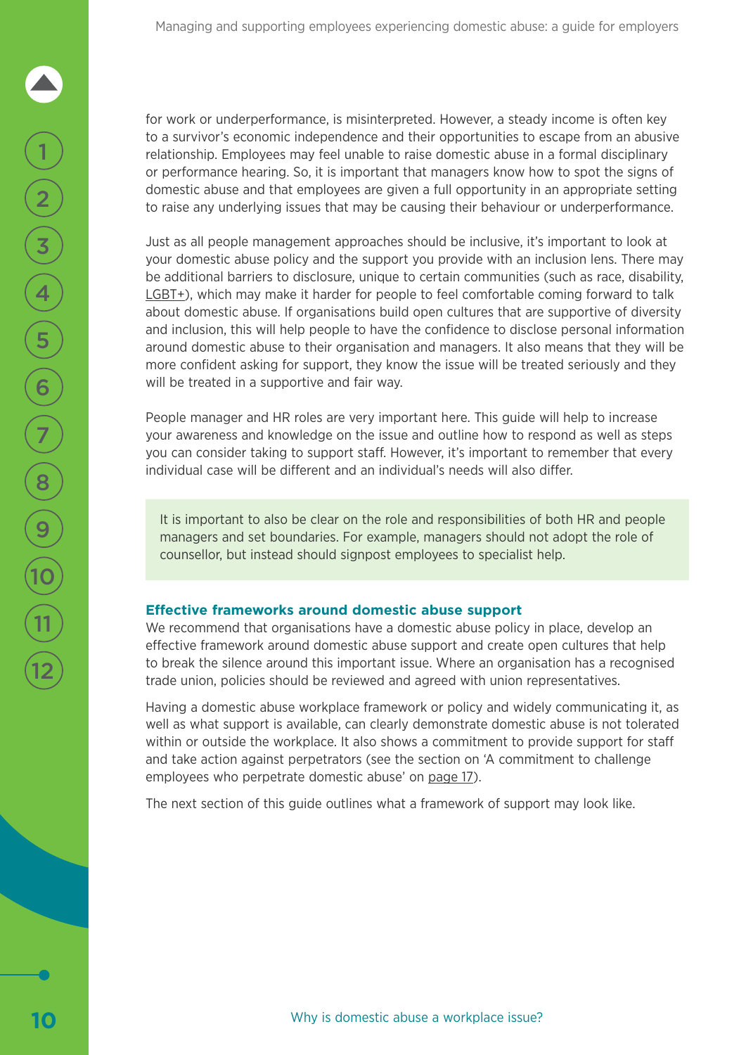for work or underperformance, is misinterpreted. However, a steady income is often key to a survivor's economic independence and their opportunities to escape from an abusive relationship. Employees may feel unable to raise domestic abuse in a formal disciplinary or performance hearing. So, it is important that managers know how to spot the signs of domestic abuse and that employees are given a full opportunity in an appropriate setting to raise any underlying issues that may be causing their behaviour or underperformance.

Just as all people management approaches should be inclusive, it's important to look at your domestic abuse policy and the support you provide with an inclusion lens. There may be additional barriers to disclosure, unique to certain communities (such as race, disability, LGBT+), which may make it harder for people to feel comfortable coming forward to talk about domestic abuse. If organisations build open cultures that are supportive of diversity and inclusion, this will help people to have the confidence to disclose personal information around domestic abuse to their organisation and managers. It also means that they will be more confident asking for support, they know the issue will be treated seriously and they will be treated in a supportive and fair way.

People manager and HR roles are very important here. This guide will help to increase your awareness and knowledge on the issue and outline how to respond as well as steps you can consider taking to support staff. However, it's important to remember that every individual case will be different and an individual's needs will also differ.

> It is important to also be clear on the role and responsibilities of both HR and people managers and set boundaries. For example, managers should not adopt the role of counsellor, but instead should signpost employees to specialist help.

### Effective frameworks around domestic abuse support

We recommend that organisations have a domestic abuse policy in place, develop an effective framework around domestic abuse support and create open cultures that help to break the silence around this important issue. Where an organisation has a recognised trade union, policies should be reviewed and agreed with union representatives.

Having a domestic abuse workplace framework or policy and widely communicating it, as well as what support is available, can clearly demonstrate domestic abuse is not tolerated within or outside the workplace. It also shows a commitment to provide support for staff and take action against perpetrators (see the section on 'A commitment to challenge employees who perpetrate domestic abuse' on page 17).

The next section of this guide outlines what a framework of support may look like.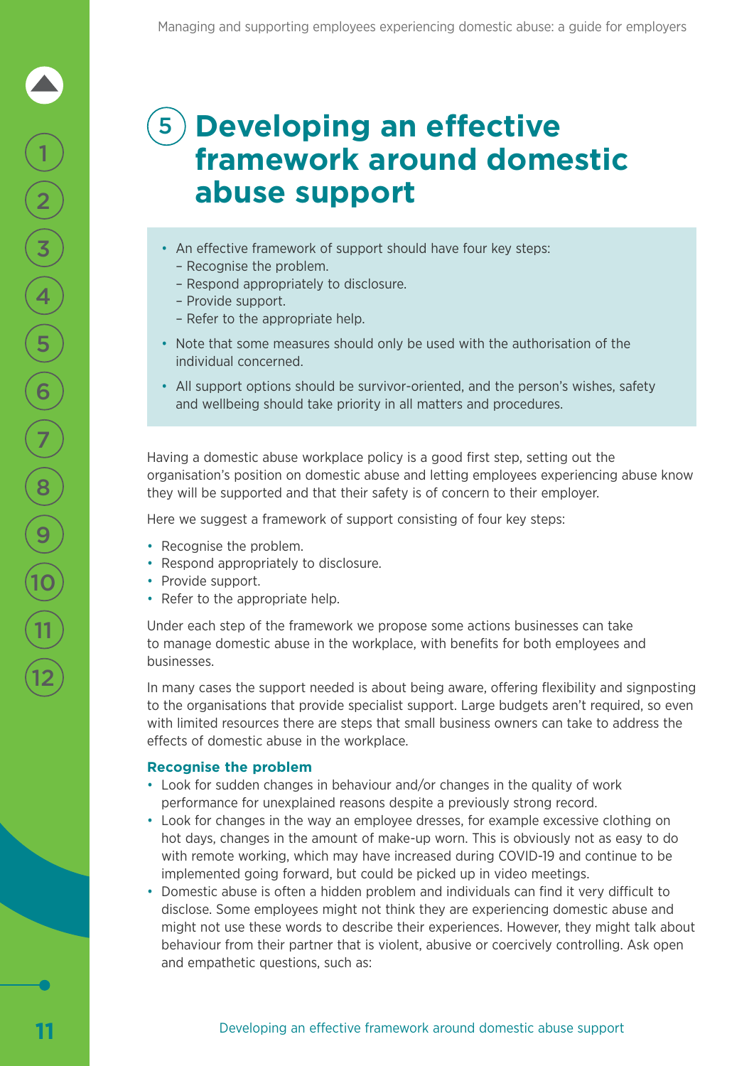# 5 Developing an effective framework around domestic abuse support

- An effective framework of support should have four key steps:
  - Recognise the problem.
  - Respond appropriately to disclosure.
  - Provide support.
  - Refer to the appropriate help.
- Note that some measures should only be used with the authorisation of the individual concerned.
- All support options should be survivor-oriented, and the person's wishes, safety and wellbeing should take priority in all matters and procedures.

Having a domestic abuse workplace policy is a good first step, setting out the organisation's position on domestic abuse and letting employees experiencing abuse know they will be supported and that their safety is of concern to their employer.

Here we suggest a framework of support consisting of four key steps:

- Recognise the problem.
- Respond appropriately to disclosure.
- Provide support.
- Refer to the appropriate help.

Under each step of the framework we propose some actions businesses can take to manage domestic abuse in the workplace, with benefits for both employees and businesses.

In many cases the support needed is about being aware, offering flexibility and signposting to the organisations that provide specialist support. Large budgets aren't required, so even with limited resources there are steps that small business owners can take to address the effects of domestic abuse in the workplace.

### Recognise the problem

- Look for sudden changes in behaviour and/or changes in the quality of work performance for unexplained reasons despite a previously strong record.
- Look for changes in the way an employee dresses, for example excessive clothing on hot days, changes in the amount of make-up worn. This is obviously not as easy to do with remote working, which may have increased during COVID-19 and continue to be implemented going forward, but could be picked up in video meetings.
- Domestic abuse is often a hidden problem and individuals can find it very difficult to disclose. Some employees might not think they are experiencing domestic abuse and might not use these words to describe their experiences. However, they might talk about behaviour from their partner that is violent, abusive or coercively controlling. Ask open and empathetic questions, such as: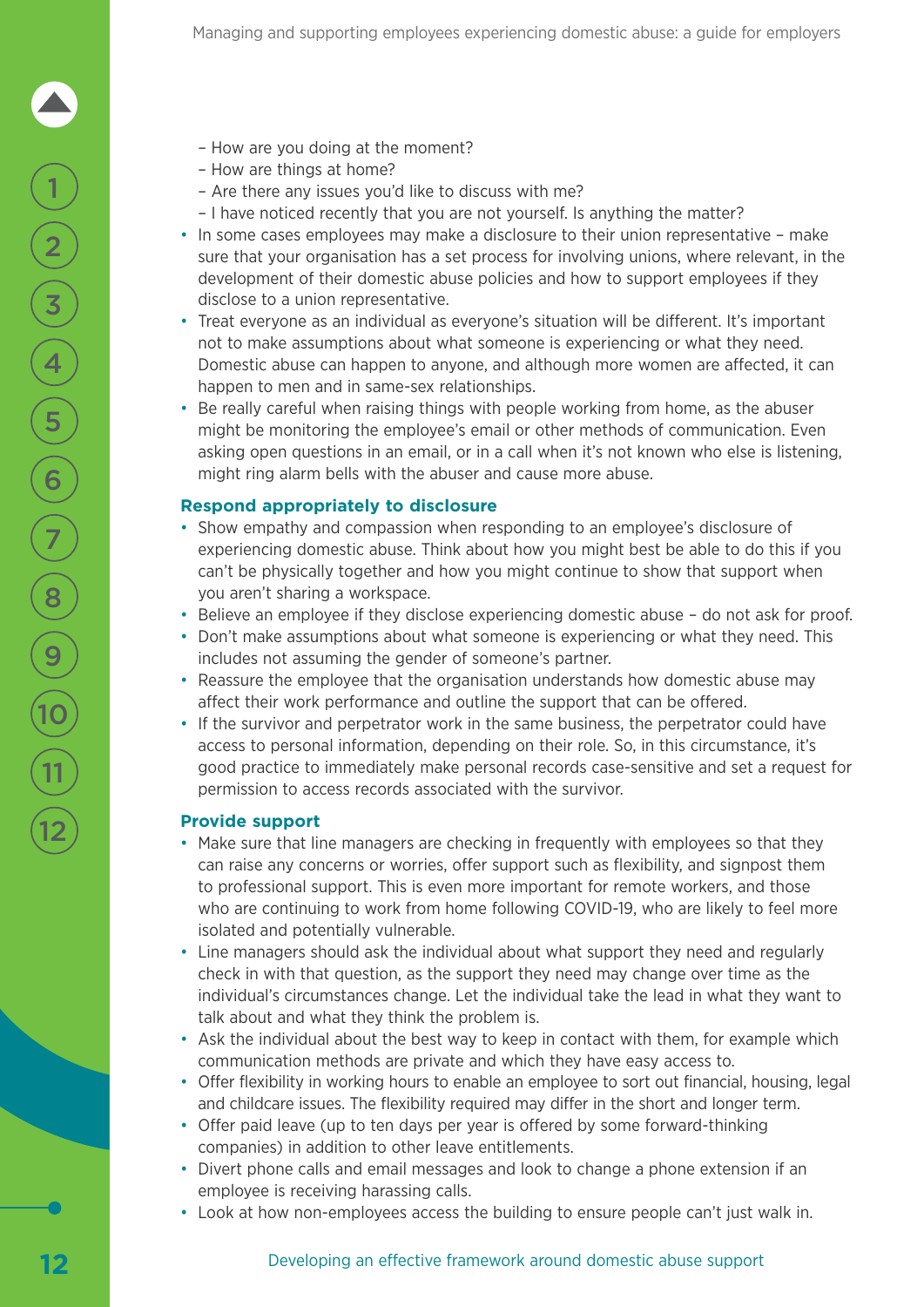- How are you doing at the moment?
  - How are things at home?
  - Are there any issues you'd like to discuss with me?
  - I have noticed recently that you are not yourself. Is anything the matter?
- In some cases employees may make a disclosure to their union representative – make sure that your organisation has a set process for involving unions, where relevant, in the development of their domestic abuse policies and how to support employees if they disclose to a union representative.
- Treat everyone as an individual as everyone's situation will be different. It's important not to make assumptions about what someone is experiencing or what they need. Domestic abuse can happen to anyone, and although more women are affected, it can happen to men and in same-sex relationships.
- Be really careful when raising things with people working from home, as the abuser might be monitoring the employee's email or other methods of communication. Even asking open questions in an email, or in a call when it's not known who else is listening, might ring alarm bells with the abuser and cause more abuse.

### Respond appropriately to disclosure

- Show empathy and compassion when responding to an employee's disclosure of experiencing domestic abuse. Think about how you might best be able to do this if you can't be physically together and how you might continue to show that support when you aren't sharing a workspace.
- Believe an employee if they disclose experiencing domestic abuse – do not ask for proof.
- Don't make assumptions about what someone is experiencing or what they need. This includes not assuming the gender of someone's partner.
- Reassure the employee that the organisation understands how domestic abuse may affect their work performance and outline the support that can be offered.
- If the survivor and perpetrator work in the same business, the perpetrator could have access to personal information, depending on their role. So, in this circumstance, it's good practice to immediately make personal records case-sensitive and set a request for permission to access records associated with the survivor.

### Provide support

- Make sure that line managers are checking in frequently with employees so that they can raise any concerns or worries, offer support such as flexibility, and signpost them to professional support. This is even more important for remote workers, and those who are continuing to work from home following COVID-19, who are likely to feel more isolated and potentially vulnerable.
- Line managers should ask the individual about what support they need and regularly check in with that question, as the support they need may change over time as the individual's circumstances change. Let the individual take the lead in what they want to talk about and what they think the problem is.
- Ask the individual about the best way to keep in contact with them, for example which communication methods are private and which they have easy access to.
- Offer flexibility in working hours to enable an employee to sort out financial, housing, legal and childcare issues. The flexibility required may differ in the short and longer term.
- Offer paid leave (up to ten days per year is offered by some forward-thinking companies) in addition to other leave entitlements.
- Divert phone calls and email messages and look to change a phone extension if an employee is receiving harassing calls.
- Look at how non-employees access the building to ensure people can't just walk in.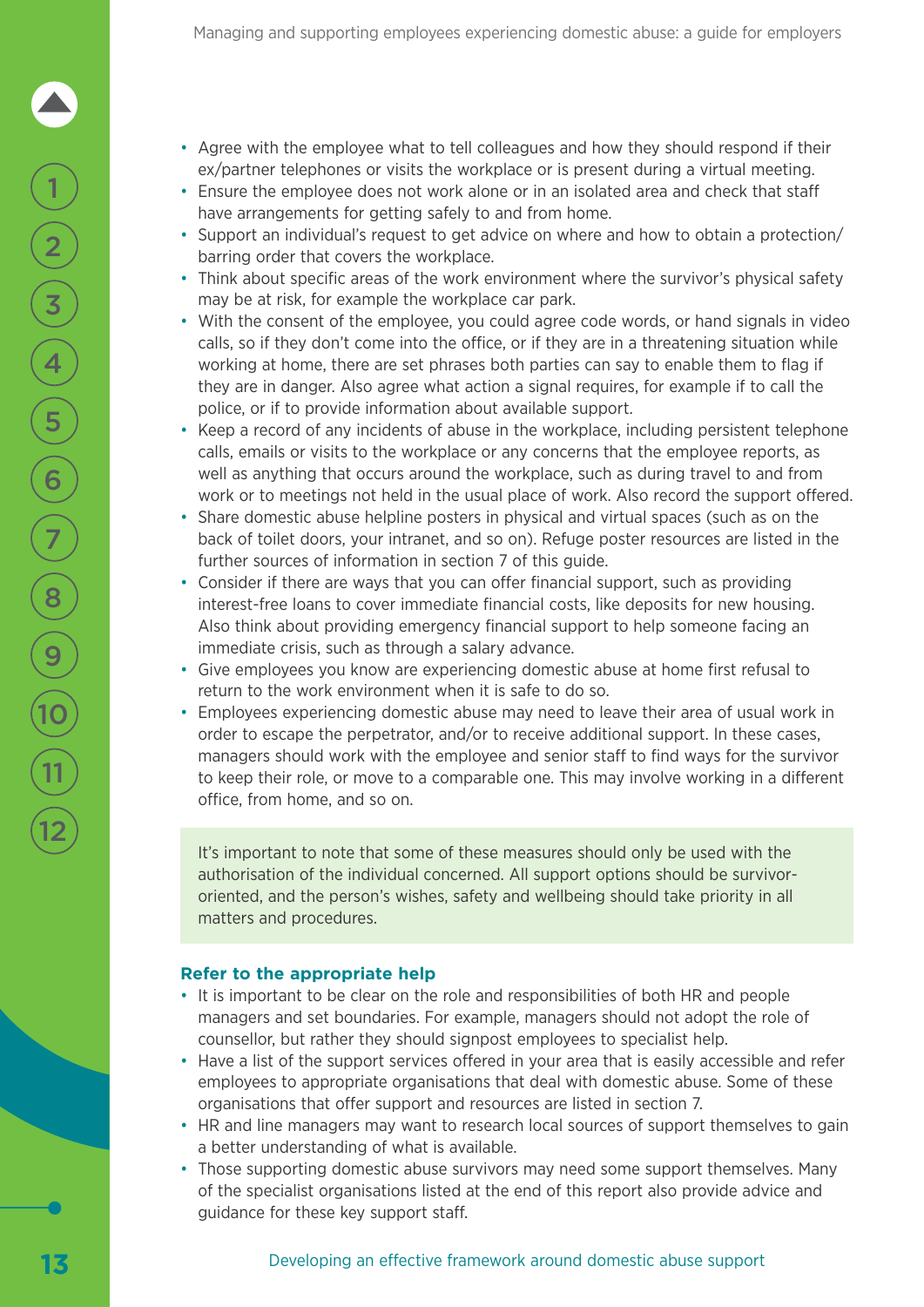- Agree with the employee what to tell colleagues and how they should respond if their ex/partner telephones or visits the workplace or is present during a virtual meeting.
- Ensure the employee does not work alone or in an isolated area and check that staff have arrangements for getting safely to and from home.
- Support an individual's request to get advice on where and how to obtain a protection/barring order that covers the workplace.
- Think about specific areas of the work environment where the survivor's physical safety may be at risk, for example the workplace car park.
- With the consent of the employee, you could agree code words, or hand signals in video calls, so if they don't come into the office, or if they are in a threatening situation while working at home, there are set phrases both parties can say to enable them to flag if they are in danger. Also agree what action a signal requires, for example if to call the police, or if to provide information about available support.
- Keep a record of any incidents of abuse in the workplace, including persistent telephone calls, emails or visits to the workplace or any concerns that the employee reports, as well as anything that occurs around the workplace, such as during travel to and from work or to meetings not held in the usual place of work. Also record the support offered.
- Share domestic abuse helpline posters in physical and virtual spaces (such as on the back of toilet doors, your intranet, and so on). Refuge poster resources are listed in the further sources of information in section 7 of this guide.
- Consider if there are ways that you can offer financial support, such as providing interest-free loans to cover immediate financial costs, like deposits for new housing. Also think about providing emergency financial support to help someone facing an immediate crisis, such as through a salary advance.
- Give employees you know are experiencing domestic abuse at home first refusal to return to the work environment when it is safe to do so.
- Employees experiencing domestic abuse may need to leave their area of usual work in order to escape the perpetrator, and/or to receive additional support. In these cases, managers should work with the employee and senior staff to find ways for the survivor to keep their role, or move to a comparable one. This may involve working in a different office, from home, and so on.

It's important to note that some of these measures should only be used with the authorisation of the individual concerned. All support options should be survivor-oriented, and the person's wishes, safety and wellbeing should take priority in all matters and procedures.

### Refer to the appropriate help

- It is important to be clear on the role and responsibilities of both HR and people managers and set boundaries. For example, managers should not adopt the role of counsellor, but rather they should signpost employees to specialist help.
- Have a list of the support services offered in your area that is easily accessible and refer employees to appropriate organisations that deal with domestic abuse. Some of these organisations that offer support and resources are listed in section 7.
- HR and line managers may want to research local sources of support themselves to gain a better understanding of what is available.
- Those supporting domestic abuse survivors may need some support themselves. Many of the specialist organisations listed at the end of this report also provide advice and guidance for these key support staff.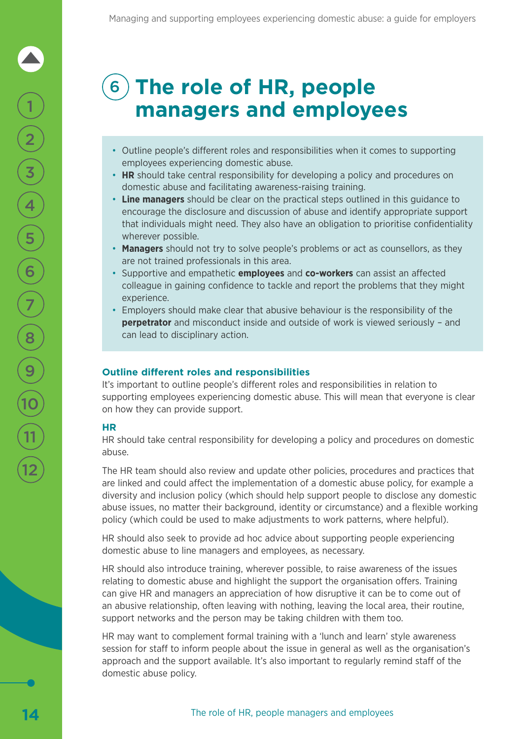# 6 The role of HR, people managers and employees

- Outline people's different roles and responsibilities when it comes to supporting employees experiencing domestic abuse.
- **HR** should take central responsibility for developing a policy and procedures on domestic abuse and facilitating awareness-raising training.
- **Line managers** should be clear on the practical steps outlined in this guidance to encourage the disclosure and discussion of abuse and identify appropriate support that individuals might need. They also have an obligation to prioritise confidentiality wherever possible.
- **Managers** should not try to solve people's problems or act as counsellors, as they are not trained professionals in this area.
- Supportive and empathetic **employees** and **co-workers** can assist an affected colleague in gaining confidence to tackle and report the problems that they might experience.
- Employers should make clear that abusive behaviour is the responsibility of the **perpetrator** and misconduct inside and outside of work is viewed seriously – and can lead to disciplinary action.

### Outline different roles and responsibilities

It's important to outline people's different roles and responsibilities in relation to supporting employees experiencing domestic abuse. This will mean that everyone is clear on how they can provide support.

#### HR

HR should take central responsibility for developing a policy and procedures on domestic abuse.

The HR team should also review and update other policies, procedures and practices that are linked and could affect the implementation of a domestic abuse policy, for example a diversity and inclusion policy (which should help support people to disclose any domestic abuse issues, no matter their background, identity or circumstance) and a flexible working policy (which could be used to make adjustments to work patterns, where helpful).

HR should also seek to provide ad hoc advice about supporting people experiencing domestic abuse to line managers and employees, as necessary.

HR should also introduce training, wherever possible, to raise awareness of the issues relating to domestic abuse and highlight the support the organisation offers. Training can give HR and managers an appreciation of how disruptive it can be to come out of an abusive relationship, often leaving with nothing, leaving the local area, their routine, support networks and the person may be taking children with them too.

HR may want to complement formal training with a 'lunch and learn' style awareness session for staff to inform people about the issue in general as well as the organisation's approach and the support available. It's also important to regularly remind staff of the domestic abuse policy.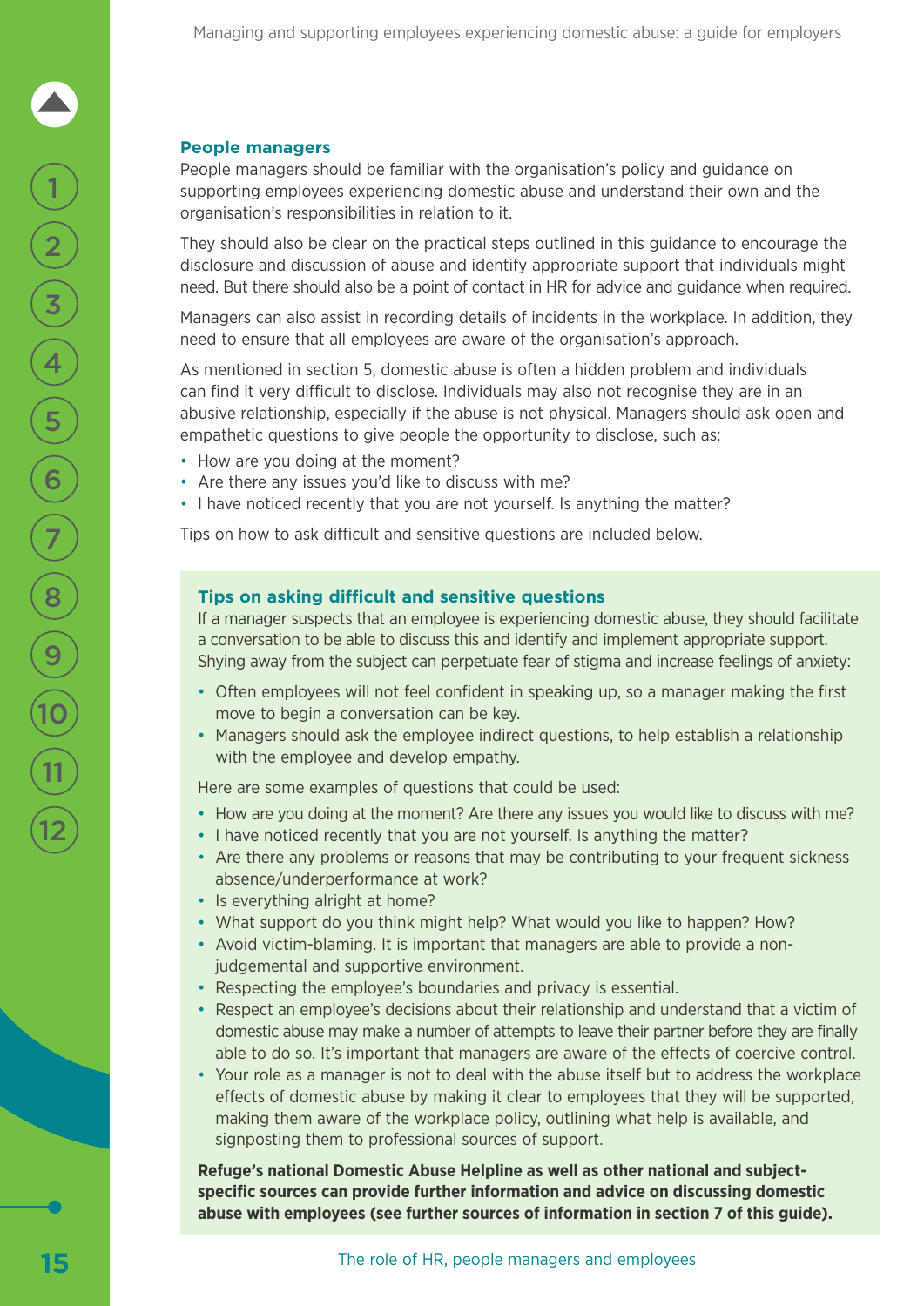### People managers

People managers should be familiar with the organisation's policy and guidance on supporting employees experiencing domestic abuse and understand their own and the organisation's responsibilities in relation to it.

They should also be clear on the practical steps outlined in this guidance to encourage the disclosure and discussion of abuse and identify appropriate support that individuals might need. But there should also be a point of contact in HR for advice and guidance when required.

Managers can also assist in recording details of incidents in the workplace. In addition, they need to ensure that all employees are aware of the organisation's approach.

As mentioned in section 5, domestic abuse is often a hidden problem and individuals can find it very difficult to disclose. Individuals may also not recognise they are in an abusive relationship, especially if the abuse is not physical. Managers should ask open and empathetic questions to give people the opportunity to disclose, such as:

- How are you doing at the moment?
- Are there any issues you'd like to discuss with me?
- I have noticed recently that you are not yourself. Is anything the matter?

Tips on how to ask difficult and sensitive questions are included below.

#### Tips on asking difficult and sensitive questions

If a manager suspects that an employee is experiencing domestic abuse, they should facilitate a conversation to be able to discuss this and identify and implement appropriate support. Shying away from the subject can perpetuate fear of stigma and increase feelings of anxiety:

- Often employees will not feel confident in speaking up, so a manager making the first move to begin a conversation can be key.
- Managers should ask the employee indirect questions, to help establish a relationship with the employee and develop empathy.

Here are some examples of questions that could be used:

- How are you doing at the moment? Are there any issues you would like to discuss with me?
- I have noticed recently that you are not yourself. Is anything the matter?
- Are there any problems or reasons that may be contributing to your frequent sickness absence/underperformance at work?
- Is everything alright at home?
- What support do you think might help? What would you like to happen? How?
- Avoid victim-blaming. It is important that managers are able to provide a non-judgemental and supportive environment.
- Respecting the employee's boundaries and privacy is essential.
- Respect an employee's decisions about their relationship and understand that a victim of domestic abuse may make a number of attempts to leave their partner before they are finally able to do so. It's important that managers are aware of the effects of coercive control.
- Your role as a manager is not to deal with the abuse itself but to address the workplace effects of domestic abuse by making it clear to employees that they will be supported, making them aware of the workplace policy, outlining what help is available, and signposting them to professional sources of support.

**Refuge's national Domestic Abuse Helpline as well as other national and subject-specific sources can provide further information and advice on discussing domestic abuse with employees (see further sources of information in section 7 of this guide).**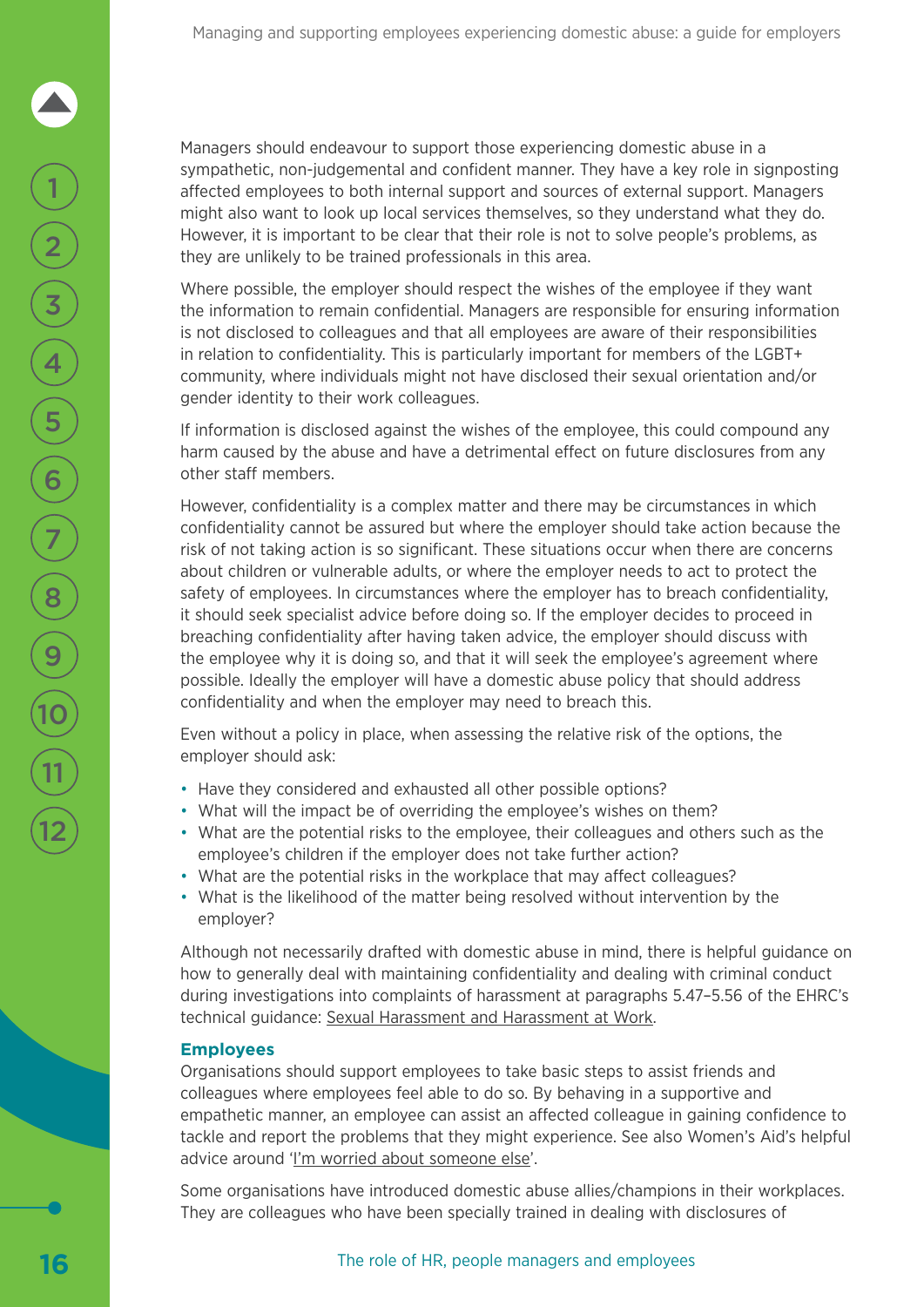Managers should endeavour to support those experiencing domestic abuse in a sympathetic, non-judgemental and confident manner. They have a key role in signposting affected employees to both internal support and sources of external support. Managers might also want to look up local services themselves, so they understand what they do. However, it is important to be clear that their role is not to solve people's problems, as they are unlikely to be trained professionals in this area.

Where possible, the employer should respect the wishes of the employee if they want the information to remain confidential. Managers are responsible for ensuring information is not disclosed to colleagues and that all employees are aware of their responsibilities in relation to confidentiality. This is particularly important for members of the LGBT+ community, where individuals might not have disclosed their sexual orientation and/or gender identity to their work colleagues.

If information is disclosed against the wishes of the employee, this could compound any harm caused by the abuse and have a detrimental effect on future disclosures from any other staff members.

However, confidentiality is a complex matter and there may be circumstances in which confidentiality cannot be assured but where the employer should take action because the risk of not taking action is so significant. These situations occur when there are concerns about children or vulnerable adults, or where the employer needs to act to protect the safety of employees. In circumstances where the employer has to breach confidentiality, it should seek specialist advice before doing so. If the employer decides to proceed in breaching confidentiality after having taken advice, the employer should discuss with the employee why it is doing so, and that it will seek the employee's agreement where possible. Ideally the employer will have a domestic abuse policy that should address confidentiality and when the employer may need to breach this.

Even without a policy in place, when assessing the relative risk of the options, the employer should ask:

- Have they considered and exhausted all other possible options?
- What will the impact be of overriding the employee's wishes on them?
- What are the potential risks to the employee, their colleagues and others such as the employee's children if the employer does not take further action?
- What are the potential risks in the workplace that may affect colleagues?
- What is the likelihood of the matter being resolved without intervention by the employer?

Although not necessarily drafted with domestic abuse in mind, there is helpful guidance on how to generally deal with maintaining confidentiality and dealing with criminal conduct during investigations into complaints of harassment at paragraphs 5.47–5.56 of the EHRC's technical guidance: Sexual Harassment and Harassment at Work.

### Employees

Organisations should support employees to take basic steps to assist friends and colleagues where employees feel able to do so. By behaving in a supportive and empathetic manner, an employee can assist an affected colleague in gaining confidence to tackle and report the problems that they might experience. See also Women's Aid's helpful advice around 'I'm worried about someone else'.

Some organisations have introduced domestic abuse allies/champions in their workplaces. They are colleagues who have been specially trained in dealing with disclosures of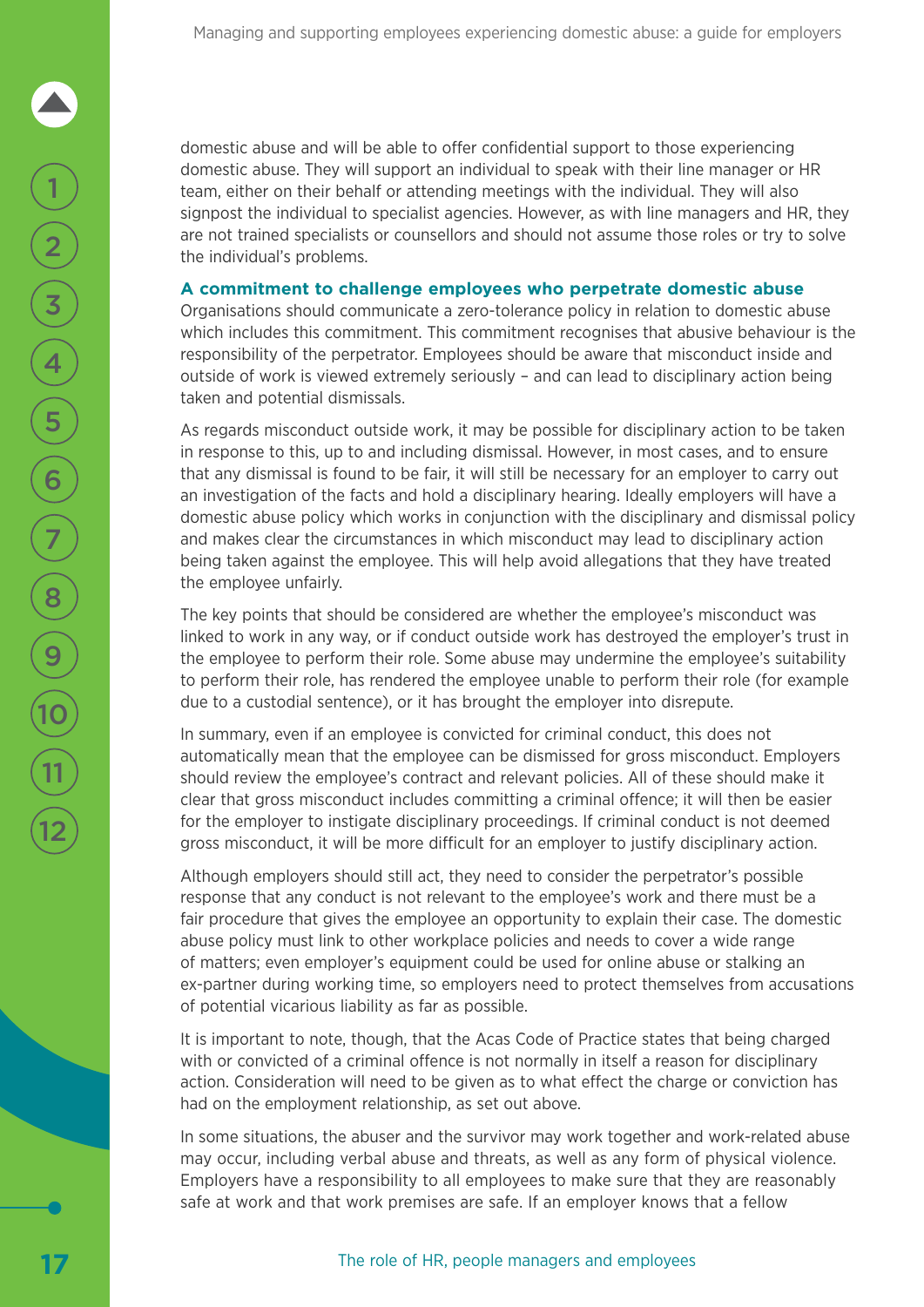domestic abuse and will be able to offer confidential support to those experiencing domestic abuse. They will support an individual to speak with their line manager or HR team, either on their behalf or attending meetings with the individual. They will also signpost the individual to specialist agencies. However, as with line managers and HR, they are not trained specialists or counsellors and should not assume those roles or try to solve the individual's problems.

### A commitment to challenge employees who perpetrate domestic abuse

Organisations should communicate a zero-tolerance policy in relation to domestic abuse which includes this commitment. This commitment recognises that abusive behaviour is the responsibility of the perpetrator. Employees should be aware that misconduct inside and outside of work is viewed extremely seriously – and can lead to disciplinary action being taken and potential dismissals.

As regards misconduct outside work, it may be possible for disciplinary action to be taken in response to this, up to and including dismissal. However, in most cases, and to ensure that any dismissal is found to be fair, it will still be necessary for an employer to carry out an investigation of the facts and hold a disciplinary hearing. Ideally employers will have a domestic abuse policy which works in conjunction with the disciplinary and dismissal policy and makes clear the circumstances in which misconduct may lead to disciplinary action being taken against the employee. This will help avoid allegations that they have treated the employee unfairly.

The key points that should be considered are whether the employee's misconduct was linked to work in any way, or if conduct outside work has destroyed the employer's trust in the employee to perform their role. Some abuse may undermine the employee's suitability to perform their role, has rendered the employee unable to perform their role (for example due to a custodial sentence), or it has brought the employer into disrepute.

In summary, even if an employee is convicted for criminal conduct, this does not automatically mean that the employee can be dismissed for gross misconduct. Employers should review the employee's contract and relevant policies. All of these should make it clear that gross misconduct includes committing a criminal offence; it will then be easier for the employer to instigate disciplinary proceedings. If criminal conduct is not deemed gross misconduct, it will be more difficult for an employer to justify disciplinary action.

Although employers should still act, they need to consider the perpetrator's possible response that any conduct is not relevant to the employee's work and there must be a fair procedure that gives the employee an opportunity to explain their case. The domestic abuse policy must link to other workplace policies and needs to cover a wide range of matters; even employer's equipment could be used for online abuse or stalking an ex-partner during working time, so employers need to protect themselves from accusations of potential vicarious liability as far as possible.

It is important to note, though, that the Acas Code of Practice states that being charged with or convicted of a criminal offence is not normally in itself a reason for disciplinary action. Consideration will need to be given as to what effect the charge or conviction has had on the employment relationship, as set out above.

In some situations, the abuser and the survivor may work together and work-related abuse may occur, including verbal abuse and threats, as well as any form of physical violence. Employers have a responsibility to all employees to make sure that they are reasonably safe at work and that work premises are safe. If an employer knows that a fellow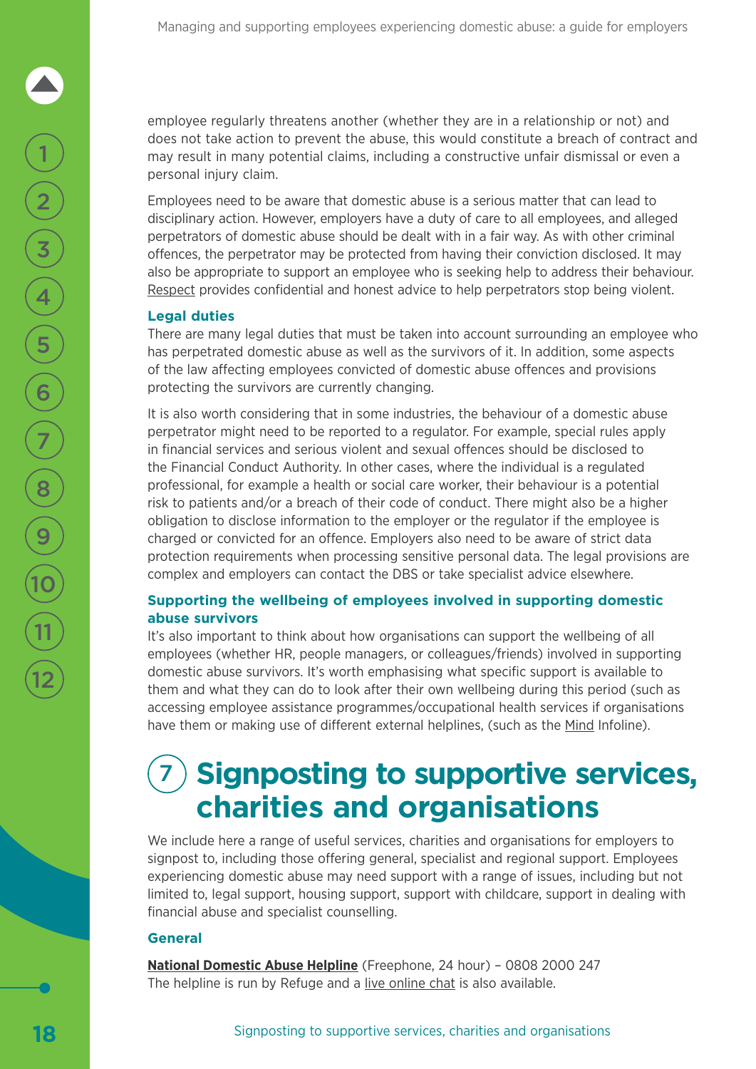employee regularly threatens another (whether they are in a relationship or not) and does not take action to prevent the abuse, this would constitute a breach of contract and may result in many potential claims, including a constructive unfair dismissal or even a personal injury claim.

Employees need to be aware that domestic abuse is a serious matter that can lead to disciplinary action. However, employers have a duty of care to all employees, and alleged perpetrators of domestic abuse should be dealt with in a fair way. As with other criminal offences, the perpetrator may be protected from having their conviction disclosed. It may also be appropriate to support an employee who is seeking help to address their behaviour. Respect provides confidential and honest advice to help perpetrators stop being violent.

### Legal duties

There are many legal duties that must be taken into account surrounding an employee who has perpetrated domestic abuse as well as the survivors of it. In addition, some aspects of the law affecting employees convicted of domestic abuse offences and provisions protecting the survivors are currently changing.

It is also worth considering that in some industries, the behaviour of a domestic abuse perpetrator might need to be reported to a regulator. For example, special rules apply in financial services and serious violent and sexual offences should be disclosed to the Financial Conduct Authority. In other cases, where the individual is a regulated professional, for example a health or social care worker, their behaviour is a potential risk to patients and/or a breach of their code of conduct. There might also be a higher obligation to disclose information to the employer or the regulator if the employee is charged or convicted for an offence. Employers also need to be aware of strict data protection requirements when processing sensitive personal data. The legal provisions are complex and employers can contact the DBS or take specialist advice elsewhere.

### Supporting the wellbeing of employees involved in supporting domestic abuse survivors

It's also important to think about how organisations can support the wellbeing of all employees (whether HR, people managers, or colleagues/friends) involved in supporting domestic abuse survivors. It's worth emphasising what specific support is available to them and what they can do to look after their own wellbeing during this period (such as accessing employee assistance programmes/occupational health services if organisations have them or making use of different external helplines, (such as the Mind Infoline).

# 7 Signposting to supportive services, charities and organisations

We include here a range of useful services, charities and organisations for employers to signpost to, including those offering general, specialist and regional support. Employees experiencing domestic abuse may need support with a range of issues, including but not limited to, legal support, housing support, support with childcare, support in dealing with financial abuse and specialist counselling.

### General

**National Domestic Abuse Helpline** (Freephone, 24 hour) – 0808 2000 247
The helpline is run by Refuge and a live online chat is also available.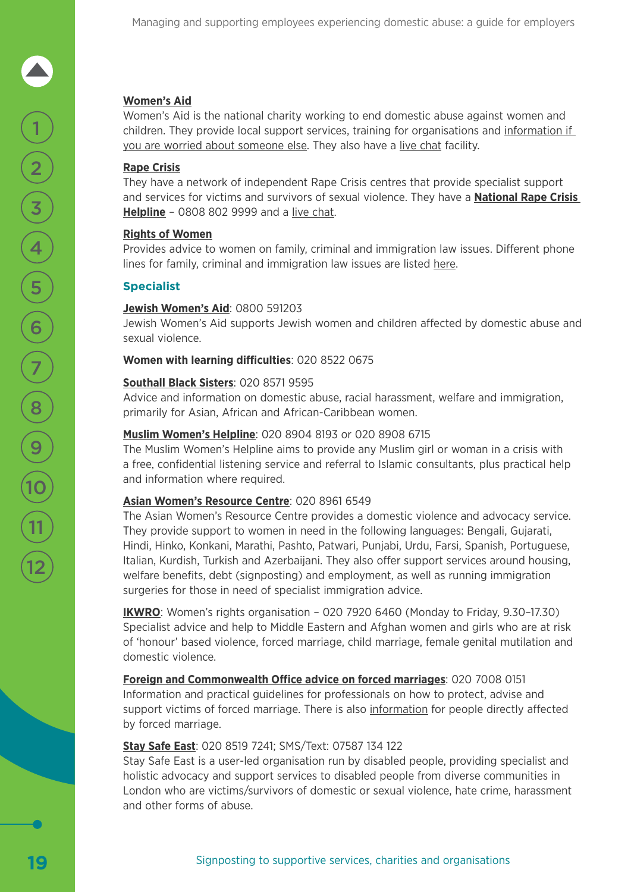**Women's Aid**
Women's Aid is the national charity working to end domestic abuse against women and children. They provide local support services, training for organisations and information if you are worried about someone else. They also have a live chat facility.

**Rape Crisis**
They have a network of independent Rape Crisis centres that provide specialist support and services for victims and survivors of sexual violence. They have a **National Rape Crisis Helpline** – 0808 802 9999 and a live chat.

**Rights of Women**
Provides advice to women on family, criminal and immigration law issues. Different phone lines for family, criminal and immigration law issues are listed here.

### Specialist

**Jewish Women's Aid**: 0800 591203
Jewish Women's Aid supports Jewish women and children affected by domestic abuse and sexual violence.

**Women with learning difficulties**: 020 8522 0675

**Southall Black Sisters**: 020 8571 9595
Advice and information on domestic abuse, racial harassment, welfare and immigration, primarily for Asian, African and African-Caribbean women.

**Muslim Women's Helpline**: 020 8904 8193 or 020 8908 6715
The Muslim Women's Helpline aims to provide any Muslim girl or woman in a crisis with a free, confidential listening service and referral to Islamic consultants, plus practical help and information where required.

**Asian Women's Resource Centre**: 020 8961 6549
The Asian Women's Resource Centre provides a domestic violence and advocacy service. They provide support to women in need in the following languages: Bengali, Gujarati, Hindi, Hinko, Konkani, Marathi, Pashto, Patwari, Punjabi, Urdu, Farsi, Spanish, Portuguese, Italian, Kurdish, Turkish and Azerbaijani. They also offer support services around housing, welfare benefits, debt (signposting) and employment, as well as running immigration surgeries for those in need of specialist immigration advice.

**IKWRO**: Women's rights organisation – 020 7920 6460 (Monday to Friday, 9.30–17.30)
Specialist advice and help to Middle Eastern and Afghan women and girls who are at risk of 'honour' based violence, forced marriage, child marriage, female genital mutilation and domestic violence.

**Foreign and Commonwealth Office advice on forced marriages**: 020 7008 0151
Information and practical guidelines for professionals on how to protect, advise and support victims of forced marriage. There is also information for people directly affected by forced marriage.

**Stay Safe East**: 020 8519 7241; SMS/Text: 07587 134 122
Stay Safe East is a user-led organisation run by disabled people, providing specialist and holistic advocacy and support services to disabled people from diverse communities in London who are victims/survivors of domestic or sexual violence, hate crime, harassment and other forms of abuse.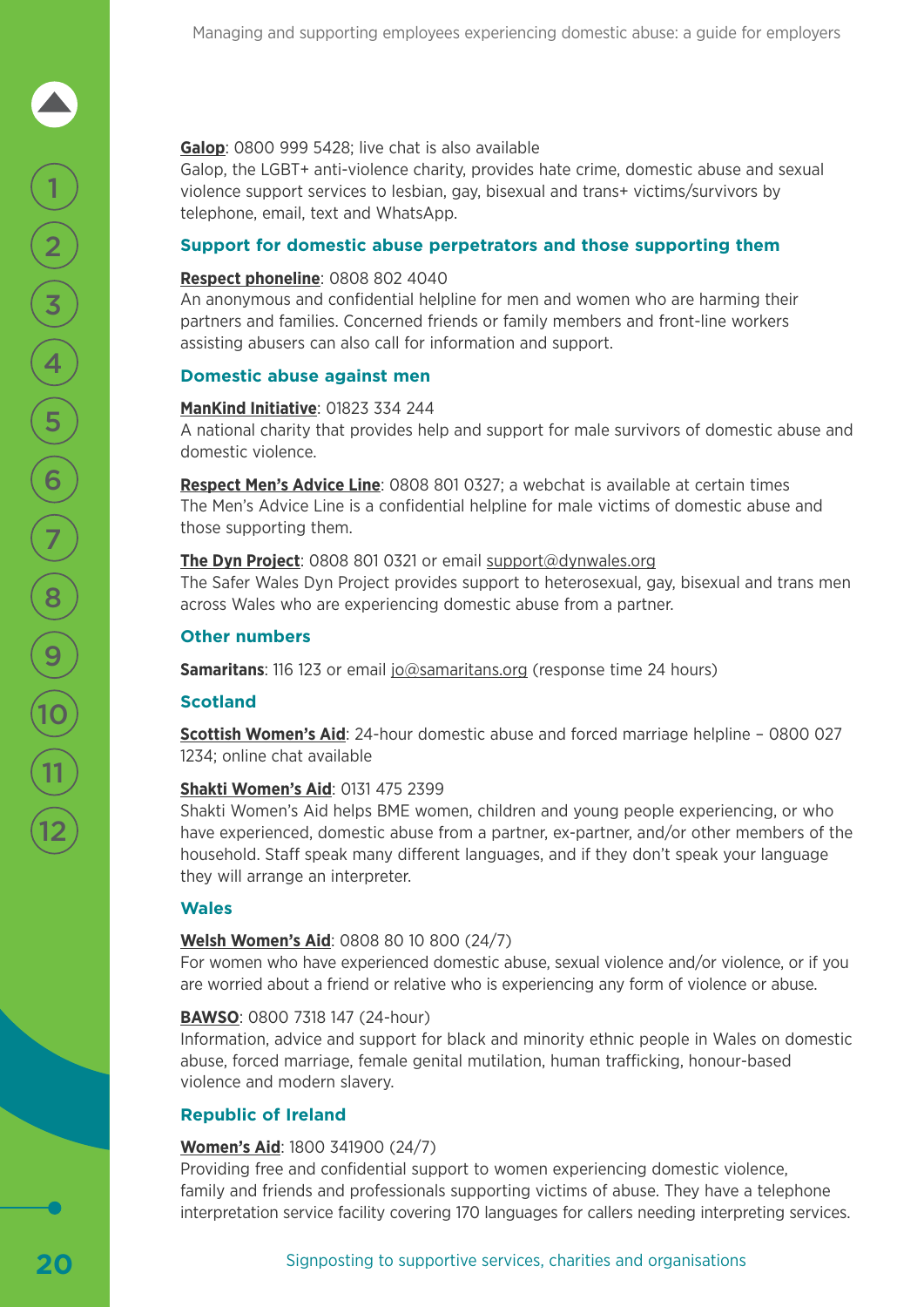**Galop**: 0800 999 5428; live chat is also available
Galop, the LGBT+ anti-violence charity, provides hate crime, domestic abuse and sexual violence support services to lesbian, gay, bisexual and trans+ victims/survivors by telephone, email, text and WhatsApp.

### Support for domestic abuse perpetrators and those supporting them

**Respect phoneline**: 0808 802 4040
An anonymous and confidential helpline for men and women who are harming their partners and families. Concerned friends or family members and front-line workers assisting abusers can also call for information and support.

### Domestic abuse against men

**ManKind Initiative**: 01823 334 244
A national charity that provides help and support for male survivors of domestic abuse and domestic violence.

**Respect Men's Advice Line**: 0808 801 0327; a webchat is available at certain times
The Men's Advice Line is a confidential helpline for male victims of domestic abuse and those supporting them.

**The Dyn Project**: 0808 801 0321 or email support@dynwales.org
The Safer Wales Dyn Project provides support to heterosexual, gay, bisexual and trans men across Wales who are experiencing domestic abuse from a partner.

### Other numbers

**Samaritans**: 116 123 or email jo@samaritans.org (response time 24 hours)

### Scotland

**Scottish Women's Aid**: 24-hour domestic abuse and forced marriage helpline – 0800 027 1234; online chat available

**Shakti Women's Aid**: 0131 475 2399
Shakti Women's Aid helps BME women, children and young people experiencing, or who have experienced, domestic abuse from a partner, ex-partner, and/or other members of the household. Staff speak many different languages, and if they don't speak your language they will arrange an interpreter.

### Wales

**Welsh Women's Aid**: 0808 80 10 800 (24/7)
For women who have experienced domestic abuse, sexual violence and/or violence, or if you are worried about a friend or relative who is experiencing any form of violence or abuse.

**BAWSO**: 0800 7318 147 (24-hour)
Information, advice and support for black and minority ethnic people in Wales on domestic abuse, forced marriage, female genital mutilation, human trafficking, honour-based violence and modern slavery.

### Republic of Ireland

**Women's Aid**: 1800 341900 (24/7)
Providing free and confidential support to women experiencing domestic violence, family and friends and professionals supporting victims of abuse. They have a telephone interpretation service facility covering 170 languages for callers needing interpreting services.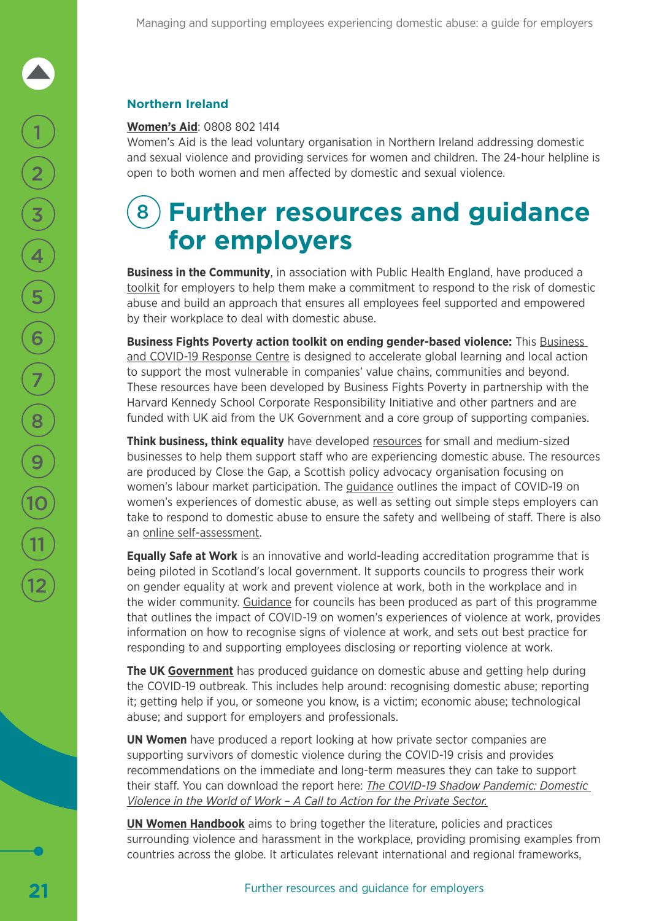### Northern Ireland

**Women's Aid**: 0808 802 1414
Women's Aid is the lead voluntary organisation in Northern Ireland addressing domestic and sexual violence and providing services for women and children. The 24-hour helpline is open to both women and men affected by domestic and sexual violence.

# 8 Further resources and guidance for employers

**Business in the Community**, in association with Public Health England, have produced a toolkit for employers to help them make a commitment to respond to the risk of domestic abuse and build an approach that ensures all employees feel supported and empowered by their workplace to deal with domestic abuse.

**Business Fights Poverty action toolkit on ending gender-based violence:** This Business and COVID-19 Response Centre is designed to accelerate global learning and local action to support the most vulnerable in companies' value chains, communities and beyond. These resources have been developed by Business Fights Poverty in partnership with the Harvard Kennedy School Corporate Responsibility Initiative and other partners and are funded with UK aid from the UK Government and a core group of supporting companies.

**Think business, think equality** have developed resources for small and medium-sized businesses to help them support staff who are experiencing domestic abuse. The resources are produced by Close the Gap, a Scottish policy advocacy organisation focusing on women's labour market participation. The guidance outlines the impact of COVID-19 on women's experiences of domestic abuse, as well as setting out simple steps employers can take to respond to domestic abuse to ensure the safety and wellbeing of staff. There is also an online self-assessment.

**Equally Safe at Work** is an innovative and world-leading accreditation programme that is being piloted in Scotland's local government. It supports councils to progress their work on gender equality at work and prevent violence at work, both in the workplace and in the wider community. Guidance for councils has been produced as part of this programme that outlines the impact of COVID-19 on women's experiences of violence at work, provides information on how to recognise signs of violence at work, and sets out best practice for responding to and supporting employees disclosing or reporting violence at work.

**The UK Government** has produced guidance on domestic abuse and getting help during the COVID-19 outbreak. This includes help around: recognising domestic abuse; reporting it; getting help if you, or someone you know, is a victim; economic abuse; technological abuse; and support for employers and professionals.

**UN Women** have produced a report looking at how private sector companies are supporting survivors of domestic violence during the COVID-19 crisis and provides recommendations on the immediate and long-term measures they can take to support their staff. You can download the report here: *The COVID-19 Shadow Pandemic: Domestic Violence in the World of Work – A Call to Action for the Private Sector.*

**UN Women Handbook** aims to bring together the literature, policies and practices surrounding violence and harassment in the workplace, providing promising examples from countries across the globe. It articulates relevant international and regional frameworks,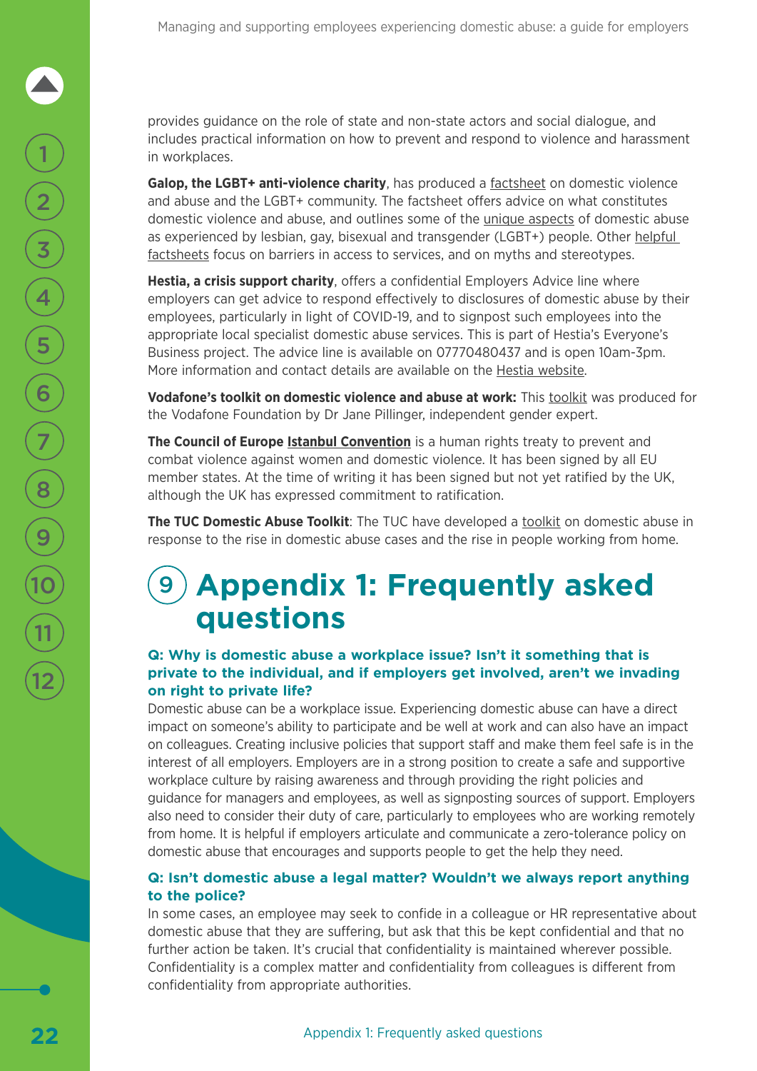provides guidance on the role of state and non-state actors and social dialogue, and includes practical information on how to prevent and respond to violence and harassment in workplaces.

**Galop, the LGBT+ anti-violence charity**, has produced a factsheet on domestic violence and abuse and the LGBT+ community. The factsheet offers advice on what constitutes domestic violence and abuse, and outlines some of the unique aspects of domestic abuse as experienced by lesbian, gay, bisexual and transgender (LGBT+) people. Other helpful factsheets focus on barriers in access to services, and on myths and stereotypes.

**Hestia, a crisis support charity**, offers a confidential Employers Advice line where employers can get advice to respond effectively to disclosures of domestic abuse by their employees, particularly in light of COVID-19, and to signpost such employees into the appropriate local specialist domestic abuse services. This is part of Hestia's Everyone's Business project. The advice line is available on 07770480437 and is open 10am-3pm. More information and contact details are available on the Hestia website.

**Vodafone's toolkit on domestic violence and abuse at work:** This toolkit was produced for the Vodafone Foundation by Dr Jane Pillinger, independent gender expert.

**The Council of Europe Istanbul Convention** is a human rights treaty to prevent and combat violence against women and domestic violence. It has been signed by all EU member states. At the time of writing it has been signed but not yet ratified by the UK, although the UK has expressed commitment to ratification.

**The TUC Domestic Abuse Toolkit**: The TUC have developed a toolkit on domestic abuse in response to the rise in domestic abuse cases and the rise in people working from home.

# 9 Appendix 1: Frequently asked questions

### Q: Why is domestic abuse a workplace issue? Isn't it something that is private to the individual, and if employers get involved, aren't we invading on right to private life?

Domestic abuse can be a workplace issue. Experiencing domestic abuse can have a direct impact on someone's ability to participate and be well at work and can also have an impact on colleagues. Creating inclusive policies that support staff and make them feel safe is in the interest of all employers. Employers are in a strong position to create a safe and supportive workplace culture by raising awareness and through providing the right policies and guidance for managers and employees, as well as signposting sources of support. Employers also need to consider their duty of care, particularly to employees who are working remotely from home. It is helpful if employers articulate and communicate a zero-tolerance policy on domestic abuse that encourages and supports people to get the help they need.

### Q: Isn't domestic abuse a legal matter? Wouldn't we always report anything to the police?

In some cases, an employee may seek to confide in a colleague or HR representative about domestic abuse that they are suffering, but ask that this be kept confidential and that no further action be taken. It's crucial that confidentiality is maintained wherever possible. Confidentiality is a complex matter and confidentiality from colleagues is different from confidentiality from appropriate authorities.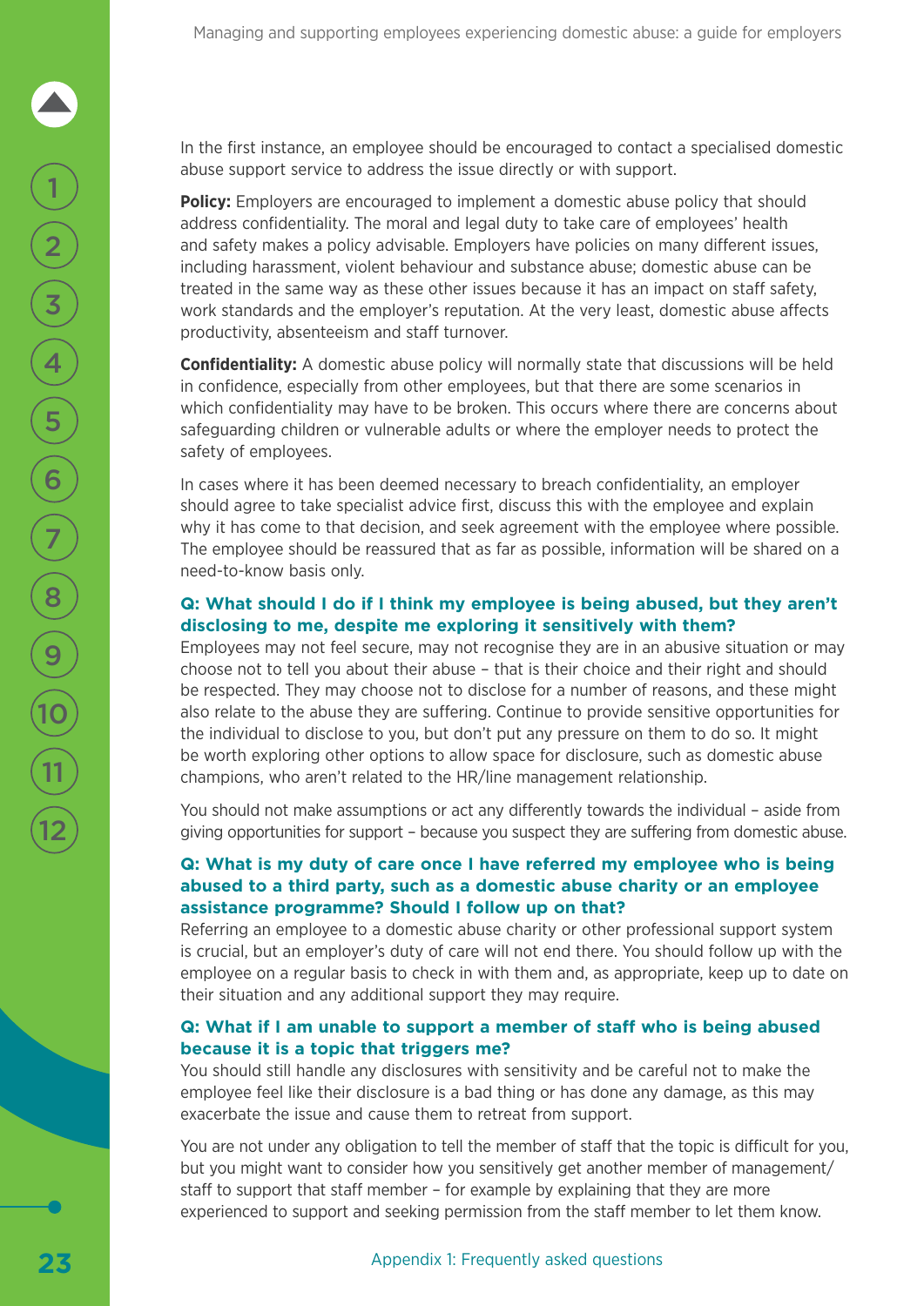In the first instance, an employee should be encouraged to contact a specialised domestic abuse support service to address the issue directly or with support.

**Policy:** Employers are encouraged to implement a domestic abuse policy that should address confidentiality. The moral and legal duty to take care of employees' health and safety makes a policy advisable. Employers have policies on many different issues, including harassment, violent behaviour and substance abuse; domestic abuse can be treated in the same way as these other issues because it has an impact on staff safety, work standards and the employer's reputation. At the very least, domestic abuse affects productivity, absenteeism and staff turnover.

**Confidentiality:** A domestic abuse policy will normally state that discussions will be held in confidence, especially from other employees, but that there are some scenarios in which confidentiality may have to be broken. This occurs where there are concerns about safeguarding children or vulnerable adults or where the employer needs to protect the safety of employees.

In cases where it has been deemed necessary to breach confidentiality, an employer should agree to take specialist advice first, discuss this with the employee and explain why it has come to that decision, and seek agreement with the employee where possible. The employee should be reassured that as far as possible, information will be shared on a need-to-know basis only.

### Q: What should I do if I think my employee is being abused, but they aren't disclosing to me, despite me exploring it sensitively with them?

Employees may not feel secure, may not recognise they are in an abusive situation or may choose not to tell you about their abuse – that is their choice and their right and should be respected. They may choose not to disclose for a number of reasons, and these might also relate to the abuse they are suffering. Continue to provide sensitive opportunities for the individual to disclose to you, but don't put any pressure on them to do so. It might be worth exploring other options to allow space for disclosure, such as domestic abuse champions, who aren't related to the HR/line management relationship.

You should not make assumptions or act any differently towards the individual – aside from giving opportunities for support – because you suspect they are suffering from domestic abuse.

### Q: What is my duty of care once I have referred my employee who is being abused to a third party, such as a domestic abuse charity or an employee assistance programme? Should I follow up on that?

Referring an employee to a domestic abuse charity or other professional support system is crucial, but an employer's duty of care will not end there. You should follow up with the employee on a regular basis to check in with them and, as appropriate, keep up to date on their situation and any additional support they may require.

### Q: What if I am unable to support a member of staff who is being abused because it is a topic that triggers me?

You should still handle any disclosures with sensitivity and be careful not to make the employee feel like their disclosure is a bad thing or has done any damage, as this may exacerbate the issue and cause them to retreat from support.

You are not under any obligation to tell the member of staff that the topic is difficult for you, but you might want to consider how you sensitively get another member of management/staff to support that staff member – for example by explaining that they are more experienced to support and seeking permission from the staff member to let them know.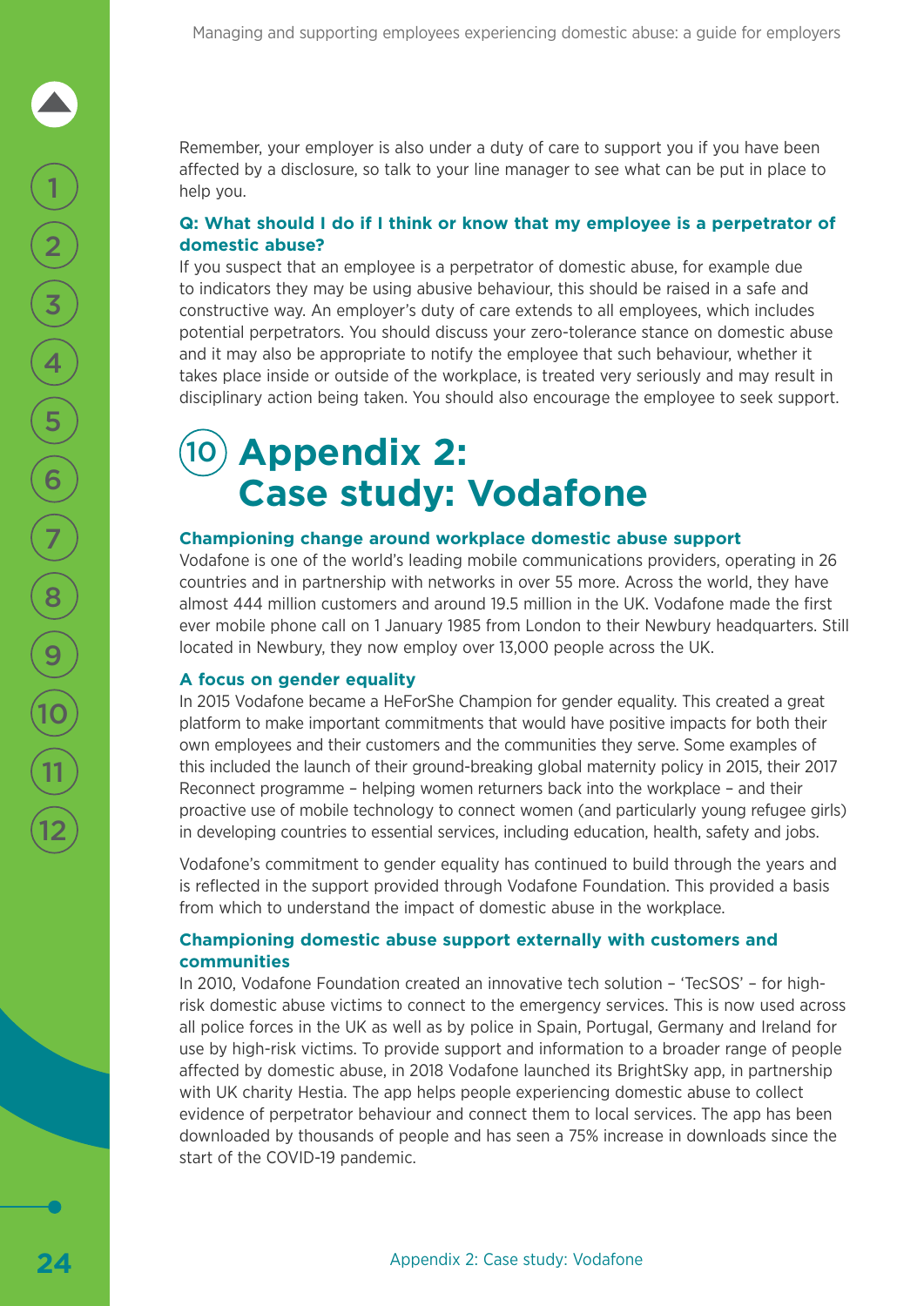Remember, your employer is also under a duty of care to support you if you have been affected by a disclosure, so talk to your line manager to see what can be put in place to help you.

**Q: What should I do if I think or know that my employee is a perpetrator of domestic abuse?**

If you suspect that an employee is a perpetrator of domestic abuse, for example due to indicators they may be using abusive behaviour, this should be raised in a safe and constructive way. An employer's duty of care extends to all employees, which includes potential perpetrators. You should discuss your zero-tolerance stance on domestic abuse and it may also be appropriate to notify the employee that such behaviour, whether it takes place inside or outside of the workplace, is treated very seriously and may result in disciplinary action being taken. You should also encourage the employee to seek support.

# 10 Appendix 2: Case study: Vodafone

### Championing change around workplace domestic abuse support

Vodafone is one of the world's leading mobile communications providers, operating in 26 countries and in partnership with networks in over 55 more. Across the world, they have almost 444 million customers and around 19.5 million in the UK. Vodafone made the first ever mobile phone call on 1 January 1985 from London to their Newbury headquarters. Still located in Newbury, they now employ over 13,000 people across the UK.

### A focus on gender equality

In 2015 Vodafone became a HeForShe Champion for gender equality. This created a great platform to make important commitments that would have positive impacts for both their own employees and their customers and the communities they serve. Some examples of this included the launch of their ground-breaking global maternity policy in 2015, their 2017 Reconnect programme – helping women returners back into the workplace – and their proactive use of mobile technology to connect women (and particularly young refugee girls) in developing countries to essential services, including education, health, safety and jobs.

Vodafone's commitment to gender equality has continued to build through the years and is reflected in the support provided through Vodafone Foundation. This provided a basis from which to understand the impact of domestic abuse in the workplace.

### Championing domestic abuse support externally with customers and communities

In 2010, Vodafone Foundation created an innovative tech solution – 'TecSOS' – for high-risk domestic abuse victims to connect to the emergency services. This is now used across all police forces in the UK as well as by police in Spain, Portugal, Germany and Ireland for use by high-risk victims. To provide support and information to a broader range of people affected by domestic abuse, in 2018 Vodafone launched its BrightSky app, in partnership with UK charity Hestia. The app helps people experiencing domestic abuse to collect evidence of perpetrator behaviour and connect them to local services. The app has been downloaded by thousands of people and has seen a 75% increase in downloads since the start of the COVID-19 pandemic.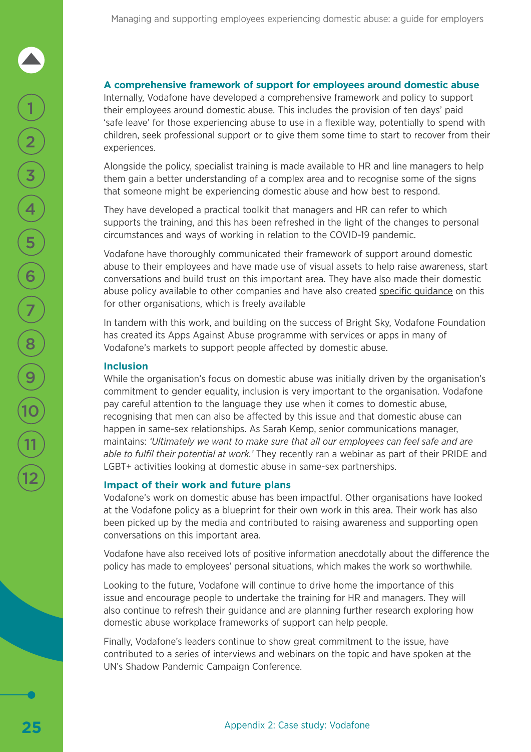### A comprehensive framework of support for employees around domestic abuse

Internally, Vodafone have developed a comprehensive framework and policy to support their employees around domestic abuse. This includes the provision of ten days' paid 'safe leave' for those experiencing abuse to use in a flexible way, potentially to spend with children, seek professional support or to give them some time to start to recover from their experiences.

Alongside the policy, specialist training is made available to HR and line managers to help them gain a better understanding of a complex area and to recognise some of the signs that someone might be experiencing domestic abuse and how best to respond.

They have developed a practical toolkit that managers and HR can refer to which supports the training, and this has been refreshed in the light of the changes to personal circumstances and ways of working in relation to the COVID-19 pandemic.

Vodafone have thoroughly communicated their framework of support around domestic abuse to their employees and have made use of visual assets to help raise awareness, start conversations and build trust on this important area. They have also made their domestic abuse policy available to other companies and have also created specific guidance on this for other organisations, which is freely available

In tandem with this work, and building on the success of Bright Sky, Vodafone Foundation has created its Apps Against Abuse programme with services or apps in many of Vodafone's markets to support people affected by domestic abuse.

### Inclusion

While the organisation's focus on domestic abuse was initially driven by the organisation's commitment to gender equality, inclusion is very important to the organisation. Vodafone pay careful attention to the language they use when it comes to domestic abuse, recognising that men can also be affected by this issue and that domestic abuse can happen in same-sex relationships. As Sarah Kemp, senior communications manager, maintains: *'Ultimately we want to make sure that all our employees can feel safe and are able to fulfil their potential at work.'* They recently ran a webinar as part of their PRIDE and LGBT+ activities looking at domestic abuse in same-sex partnerships.

### Impact of their work and future plans

Vodafone's work on domestic abuse has been impactful. Other organisations have looked at the Vodafone policy as a blueprint for their own work in this area. Their work has also been picked up by the media and contributed to raising awareness and supporting open conversations on this important area.

Vodafone have also received lots of positive information anecdotally about the difference the policy has made to employees' personal situations, which makes the work so worthwhile.

Looking to the future, Vodafone will continue to drive home the importance of this issue and encourage people to undertake the training for HR and managers. They will also continue to refresh their guidance and are planning further research exploring how domestic abuse workplace frameworks of support can help people.

Finally, Vodafone's leaders continue to show great commitment to the issue, have contributed to a series of interviews and webinars on the topic and have spoken at the UN's Shadow Pandemic Campaign Conference.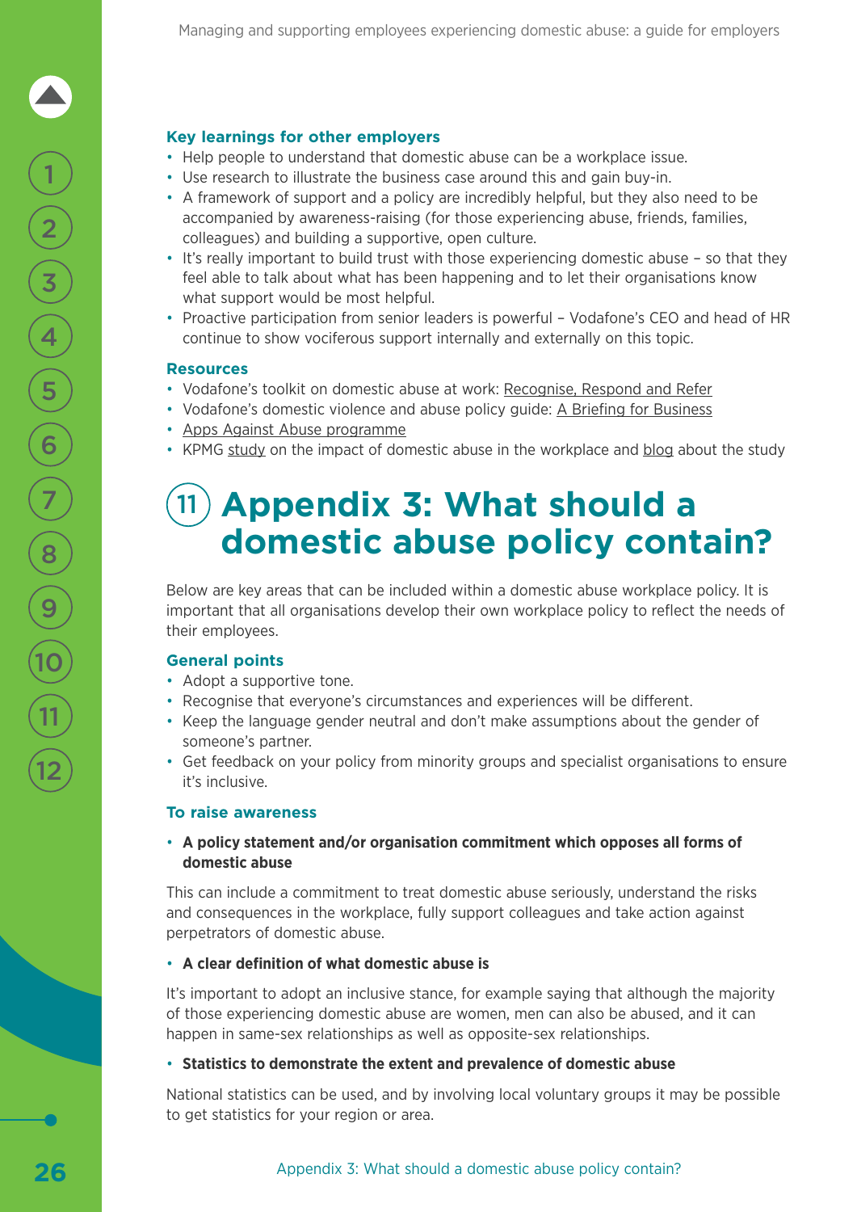### Key learnings for other employers

- Help people to understand that domestic abuse can be a workplace issue.
- Use research to illustrate the business case around this and gain buy-in.
- A framework of support and a policy are incredibly helpful, but they also need to be accompanied by awareness-raising (for those experiencing abuse, friends, families, colleagues) and building a supportive, open culture.
- It's really important to build trust with those experiencing domestic abuse – so that they feel able to talk about what has been happening and to let their organisations know what support would be most helpful.
- Proactive participation from senior leaders is powerful – Vodafone's CEO and head of HR continue to show vociferous support internally and externally on this topic.

### Resources

- Vodafone's toolkit on domestic abuse at work: Recognise, Respond and Refer
- Vodafone's domestic violence and abuse policy guide: A Briefing for Business
- Apps Against Abuse programme
- KPMG study on the impact of domestic abuse in the workplace and blog about the study

# 11 Appendix 3: What should a domestic abuse policy contain?

Below are key areas that can be included within a domestic abuse workplace policy. It is important that all organisations develop their own workplace policy to reflect the needs of their employees.

### General points

- Adopt a supportive tone.
- Recognise that everyone's circumstances and experiences will be different.
- Keep the language gender neutral and don't make assumptions about the gender of someone's partner.
- Get feedback on your policy from minority groups and specialist organisations to ensure it's inclusive.

### To raise awareness

- **A policy statement and/or organisation commitment which opposes all forms of domestic abuse**

This can include a commitment to treat domestic abuse seriously, understand the risks and consequences in the workplace, fully support colleagues and take action against perpetrators of domestic abuse.

- **A clear definition of what domestic abuse is**

It's important to adopt an inclusive stance, for example saying that although the majority of those experiencing domestic abuse are women, men can also be abused, and it can happen in same-sex relationships as well as opposite-sex relationships.

- **Statistics to demonstrate the extent and prevalence of domestic abuse**

National statistics can be used, and by involving local voluntary groups it may be possible to get statistics for your region or area.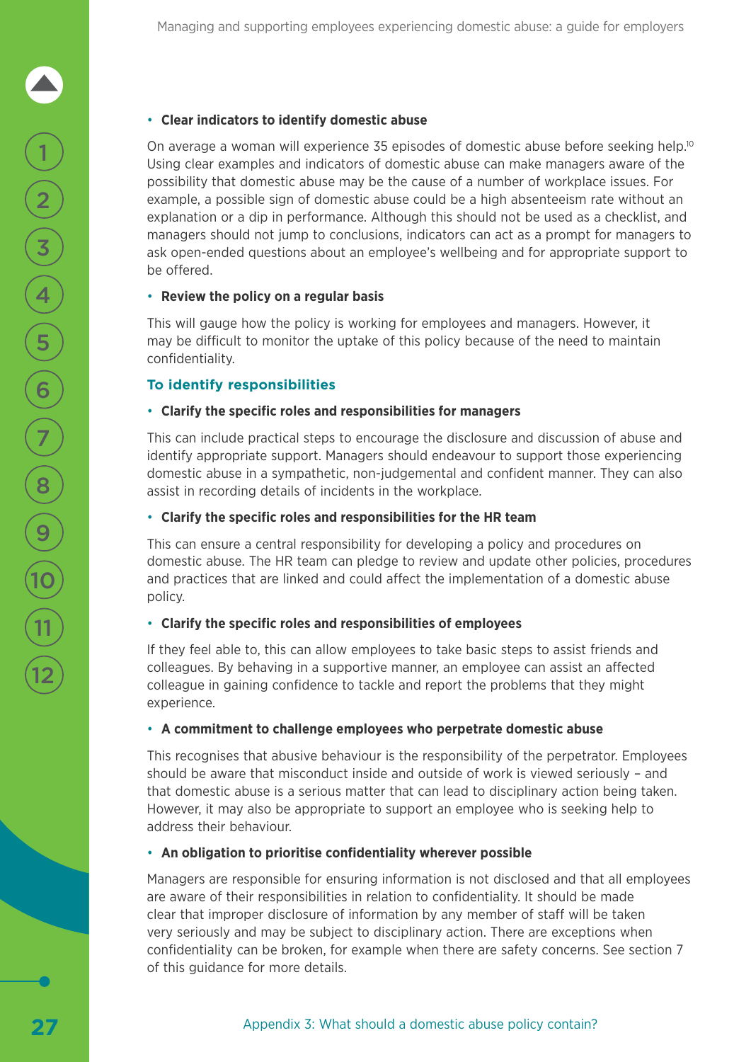- **Clear indicators to identify domestic abuse**

On average a woman will experience 35 episodes of domestic abuse before seeking help.[10] Using clear examples and indicators of domestic abuse can make managers aware of the possibility that domestic abuse may be the cause of a number of workplace issues. For example, a possible sign of domestic abuse could be a high absenteeism rate without an explanation or a dip in performance. Although this should not be used as a checklist, and managers should not jump to conclusions, indicators can act as a prompt for managers to ask open-ended questions about an employee's wellbeing and for appropriate support to be offered.

- **Review the policy on a regular basis**

This will gauge how the policy is working for employees and managers. However, it may be difficult to monitor the uptake of this policy because of the need to maintain confidentiality.

### To identify responsibilities

- **Clarify the specific roles and responsibilities for managers**

This can include practical steps to encourage the disclosure and discussion of abuse and identify appropriate support. Managers should endeavour to support those experiencing domestic abuse in a sympathetic, non-judgemental and confident manner. They can also assist in recording details of incidents in the workplace.

- **Clarify the specific roles and responsibilities for the HR team**

This can ensure a central responsibility for developing a policy and procedures on domestic abuse. The HR team can pledge to review and update other policies, procedures and practices that are linked and could affect the implementation of a domestic abuse policy.

- **Clarify the specific roles and responsibilities of employees**

If they feel able to, this can allow employees to take basic steps to assist friends and colleagues. By behaving in a supportive manner, an employee can assist an affected colleague in gaining confidence to tackle and report the problems that they might experience.

- **A commitment to challenge employees who perpetrate domestic abuse**

This recognises that abusive behaviour is the responsibility of the perpetrator. Employees should be aware that misconduct inside and outside of work is viewed seriously – and that domestic abuse is a serious matter that can lead to disciplinary action being taken. However, it may also be appropriate to support an employee who is seeking help to address their behaviour.

- **An obligation to prioritise confidentiality wherever possible**

Managers are responsible for ensuring information is not disclosed and that all employees are aware of their responsibilities in relation to confidentiality. It should be made clear that improper disclosure of information by any member of staff will be taken very seriously and may be subject to disciplinary action. There are exceptions when confidentiality can be broken, for example when there are safety concerns. See section 7 of this guidance for more details.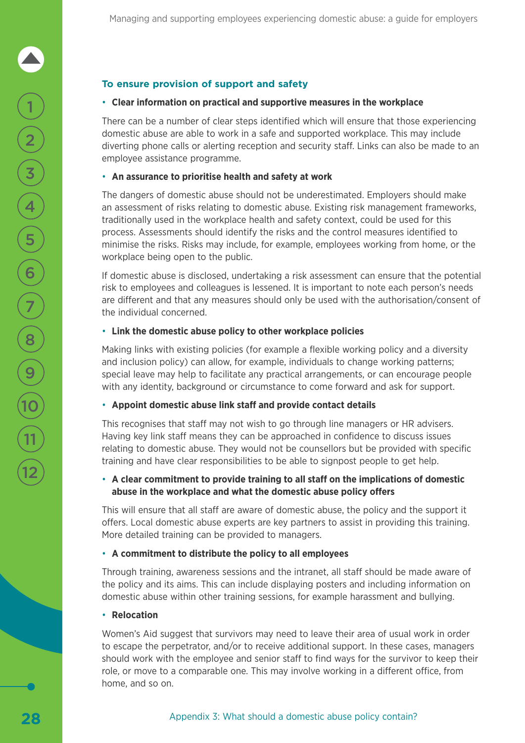### To ensure provision of support and safety

- **Clear information on practical and supportive measures in the workplace**

There can be a number of clear steps identified which will ensure that those experiencing domestic abuse are able to work in a safe and supported workplace. This may include diverting phone calls or alerting reception and security staff. Links can also be made to an employee assistance programme.

- **An assurance to prioritise health and safety at work**

The dangers of domestic abuse should not be underestimated. Employers should make an assessment of risks relating to domestic abuse. Existing risk management frameworks, traditionally used in the workplace health and safety context, could be used for this process. Assessments should identify the risks and the control measures identified to minimise the risks. Risks may include, for example, employees working from home, or the workplace being open to the public.

If domestic abuse is disclosed, undertaking a risk assessment can ensure that the potential risk to employees and colleagues is lessened. It is important to note each person's needs are different and that any measures should only be used with the authorisation/consent of the individual concerned.

- **Link the domestic abuse policy to other workplace policies**

Making links with existing policies (for example a flexible working policy and a diversity and inclusion policy) can allow, for example, individuals to change working patterns; special leave may help to facilitate any practical arrangements, or can encourage people with any identity, background or circumstance to come forward and ask for support.

- **Appoint domestic abuse link staff and provide contact details**

This recognises that staff may not wish to go through line managers or HR advisers. Having key link staff means they can be approached in confidence to discuss issues relating to domestic abuse. They would not be counsellors but be provided with specific training and have clear responsibilities to be able to signpost people to get help.

- **A clear commitment to provide training to all staff on the implications of domestic abuse in the workplace and what the domestic abuse policy offers**

This will ensure that all staff are aware of domestic abuse, the policy and the support it offers. Local domestic abuse experts are key partners to assist in providing this training. More detailed training can be provided to managers.

- **A commitment to distribute the policy to all employees**

Through training, awareness sessions and the intranet, all staff should be made aware of the policy and its aims. This can include displaying posters and including information on domestic abuse within other training sessions, for example harassment and bullying.

- **Relocation**

Women's Aid suggest that survivors may need to leave their area of usual work in order to escape the perpetrator, and/or to receive additional support. In these cases, managers should work with the employee and senior staff to find ways for the survivor to keep their role, or move to a comparable one. This may involve working in a different office, from home, and so on.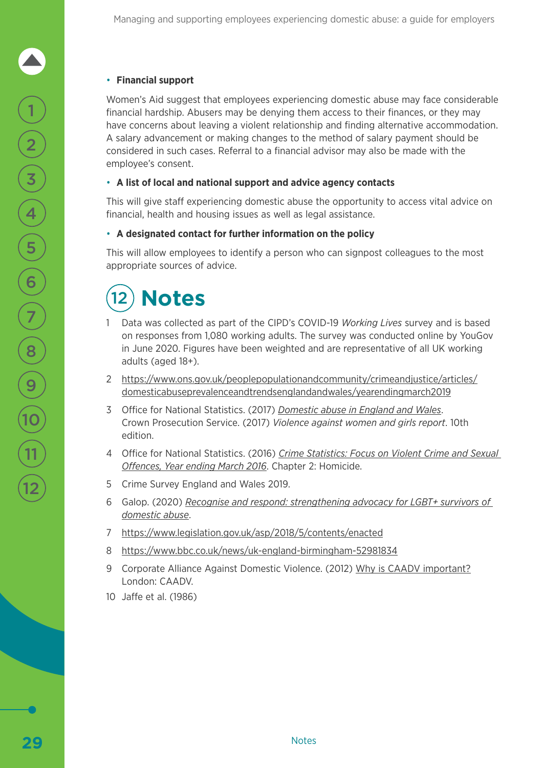- **Financial support**

Women's Aid suggest that employees experiencing domestic abuse may face considerable financial hardship. Abusers may be denying them access to their finances, or they may have concerns about leaving a violent relationship and finding alternative accommodation. A salary advancement or making changes to the method of salary payment should be considered in such cases. Referral to a financial advisor may also be made with the employee's consent.

- **A list of local and national support and advice agency contacts**

This will give staff experiencing domestic abuse the opportunity to access vital advice on financial, health and housing issues as well as legal assistance.

- **A designated contact for further information on the policy**

This will allow employees to identify a person who can signpost colleagues to the most appropriate sources of advice.

## 12 Notes

1. Data was collected as part of the CIPD's COVID-19 *Working Lives* survey and is based on responses from 1,080 working adults. The survey was conducted online by YouGov in June 2020. Figures have been weighted and are representative of all UK working adults (aged 18+).
2. https://www.ons.gov.uk/peoplepopulationandcommunity/crimeandjustice/articles/domesticabuseprevalenceandtrendsenglandandwales/yearendingmarch2019
3. Office for National Statistics. (2017) *Domestic abuse in England and Wales*. Crown Prosecution Service. (2017) *Violence against women and girls report*. 10th edition.
4. Office for National Statistics. (2016) *Crime Statistics: Focus on Violent Crime and Sexual Offences, Year ending March 2016*. Chapter 2: Homicide.
5. Crime Survey England and Wales 2019.
6. Galop. (2020) *Recognise and respond: strengthening advocacy for LGBT+ survivors of domestic abuse*.
7. https://www.legislation.gov.uk/asp/2018/5/contents/enacted
8. https://www.bbc.co.uk/news/uk-england-birmingham-52981834
9. Corporate Alliance Against Domestic Violence. (2012) Why is CAADV important? London: CAADV.
10. Jaffe et al. (1986)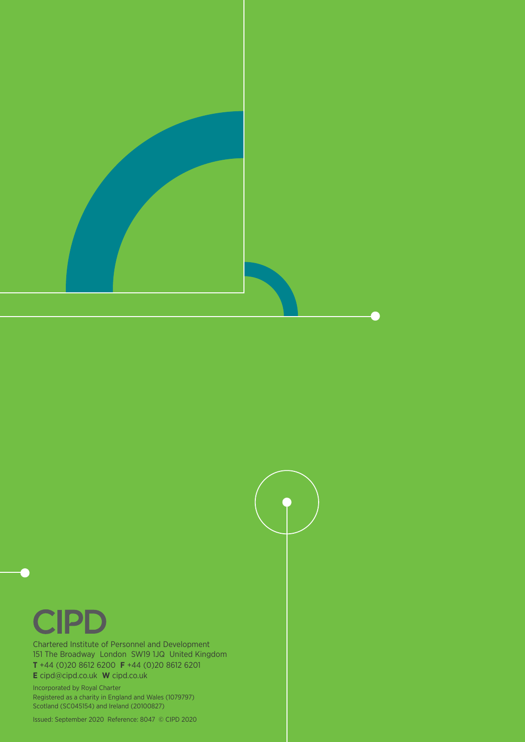CIPD

Chartered Institute of Personnel and Development
151 The Broadway London SW19 1JQ United Kingdom
**T** +44 (0)20 8612 6200 **F** +44 (0)20 8612 6201
**E** cipd@cipd.co.uk **W** cipd.co.uk

Incorporated by Royal Charter
Registered as a charity in England and Wales (1079797)
Scotland (SC045154) and Ireland (20100827)

Issued: September 2020 Reference: 8047 © CIPD 2020